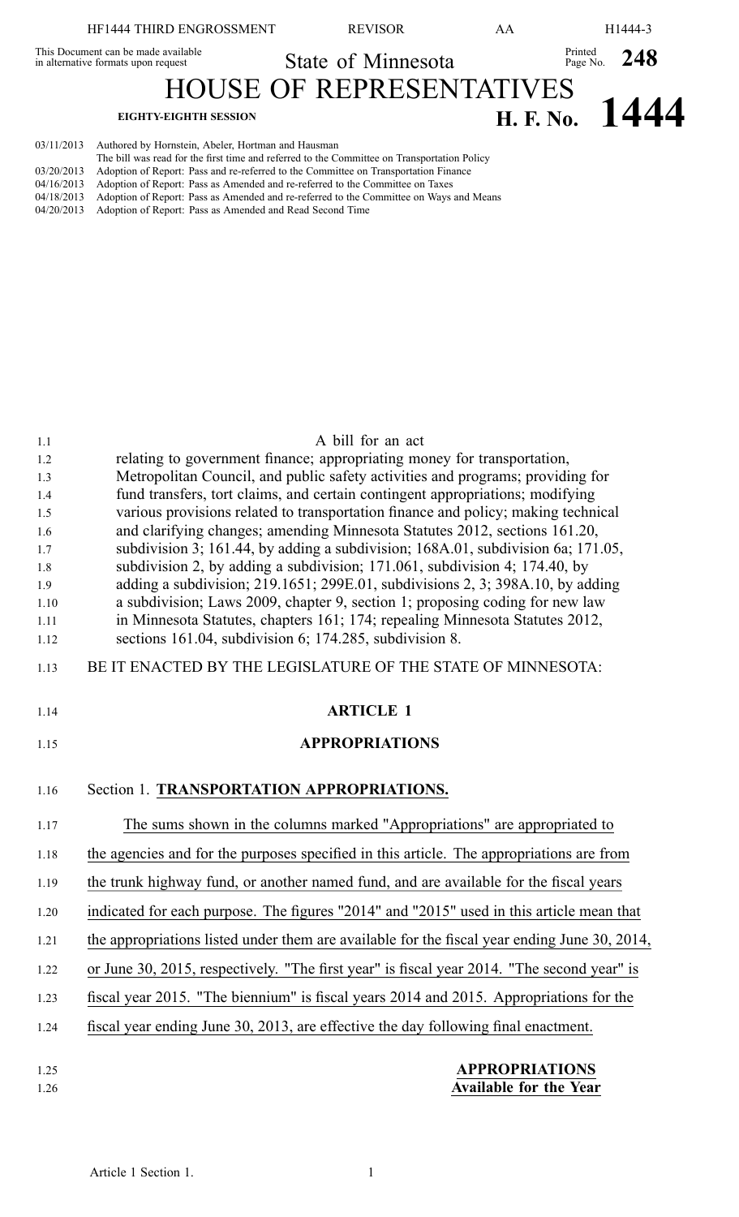This Document can be made available in alternative formats upon request

State of Minnesota

# HOUSE OF REPRESENTATIVES

**EIGHTY-EIGHTH SESSION** **H. F. No. 1444**

03/11/2013 Authored by Hornstein, Abeler, Hortman and Hausman
The bill was read for the first time and referred to the Committee on Transportation Policy
03/20/2013 Adoption of Report: Pass and re-referred to the Committee on Transportation Finance
04/16/2013 Adoption of Report: Pass as Amended and re-referred to the Committee on Taxes
04/18/2013 Adoption of Report: Pass as Amended and re-referred to the Committee on Ways and Means
04/20/2013 Adoption of Report: Pass as Amended and Read Second Time

A bill for an act
relating to government finance; appropriating money for transportation, Metropolitan Council, and public safety activities and programs; providing for fund transfers, tort claims, and certain contingent appropriations; modifying various provisions related to transportation finance and policy; making technical and clarifying changes; amending Minnesota Statutes 2012, sections 161.20, subdivision 3; 161.44, by adding a subdivision; 168A.01, subdivision 6a; 171.05, subdivision 2, by adding a subdivision; 171.061, subdivision 4; 174.40, by adding a subdivision; 219.1651; 299E.01, subdivisions 2, 3; 398A.10, by adding a subdivision; Laws 2009, chapter 9, section 1; proposing coding for new law in Minnesota Statutes, chapters 161; 174; repealing Minnesota Statutes 2012, sections 161.04, subdivision 6; 174.285, subdivision 8.

BE IT ENACTED BY THE LEGISLATURE OF THE STATE OF MINNESOTA:

## ARTICLE 1

## APPROPRIATIONS

### Section 1. TRANSPORTATION APPROPRIATIONS.

The sums shown in the columns marked "Appropriations" are appropriated to the agencies and for the purposes specified in this article. The appropriations are from the trunk highway fund, or another named fund, and are available for the fiscal years indicated for each purpose. The figures "2014" and "2015" used in this article mean that the appropriations listed under them are available for the fiscal year ending June 30, 2014, or June 30, 2015, respectively. "The first year" is fiscal year 2014. "The second year" is fiscal year 2015. "The biennium" is fiscal years 2014 and 2015. Appropriations for the fiscal year ending June 30, 2013, are effective the day following final enactment.

**APPROPRIATIONS**
**Available for the Year**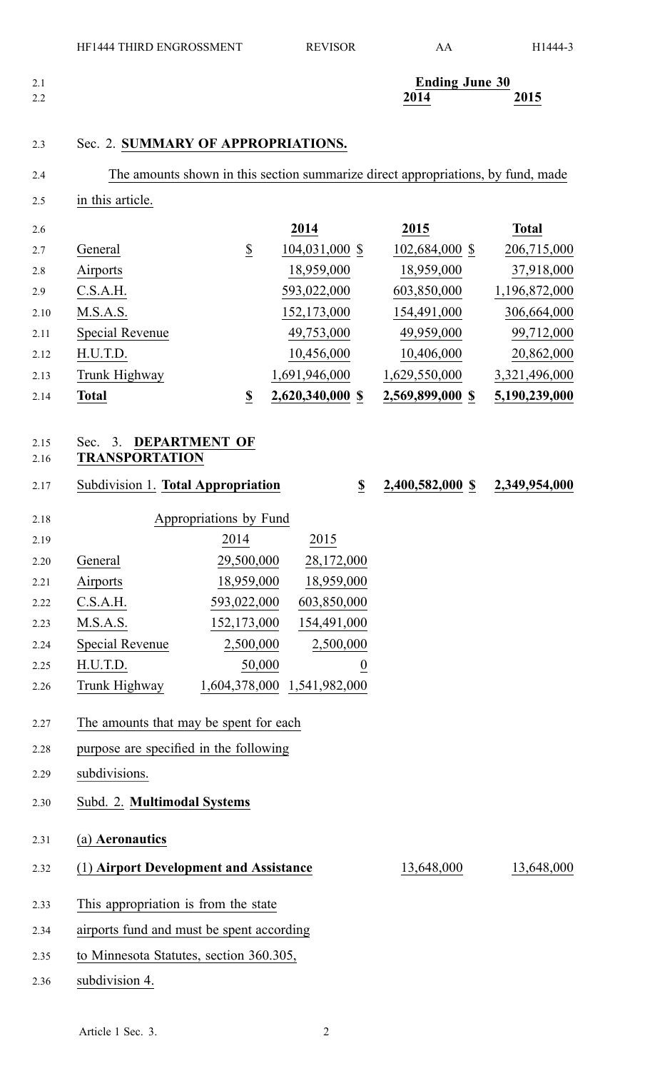| | Ending June 30 | |
|---|---|---|
| | **2014** | **2015** |

## Sec. 2. **SUMMARY OF APPROPRIATIONS.**

The amounts shown in this section summarize direct appropriations, by fund, made in this article.

| | 2014 | 2015 | Total |
|---|---|---|---|
| General | $ 104,031,000 | $ 102,684,000 | $ 206,715,000 |
| Airports | 18,959,000 | 18,959,000 | 37,918,000 |
| C.S.A.H. | 593,022,000 | 603,850,000 | 1,196,872,000 |
| M.S.A.S. | 152,173,000 | 154,491,000 | 306,664,000 |
| Special Revenue | 49,753,000 | 49,959,000 | 99,712,000 |
| H.U.T.D. | 10,456,000 | 10,406,000 | 20,862,000 |
| Trunk Highway | 1,691,946,000 | 1,629,550,000 | 3,321,496,000 |
| **Total** | **$ 2,620,340,000** | **$ 2,569,899,000** | **$ 5,190,239,000** |

## Sec. 3. **DEPARTMENT OF TRANSPORTATION**

Subdivision 1. **Total Appropriation** **$ 2,400,582,000 $ 2,349,954,000**

| Appropriations by Fund | | |
|---|---|---|
| | 2014 | 2015 |
| General | 29,500,000 | 28,172,000 |
| Airports | 18,959,000 | 18,959,000 |
| C.S.A.H. | 593,022,000 | 603,850,000 |
| M.S.A.S. | 152,173,000 | 154,491,000 |
| Special Revenue | 2,500,000 | 2,500,000 |
| H.U.T.D. | 50,000 | 0 |
| Trunk Highway | 1,604,378,000 | 1,541,982,000 |

The amounts that may be spent for each purpose are specified in the following subdivisions.

Subd. 2. **Multimodal Systems**

(a) **Aeronautics**

(1) **Airport Development and Assistance** 13,648,000 13,648,000

This appropriation is from the state airports fund and must be spent according to Minnesota Statutes, section 360.305, subdivision 4.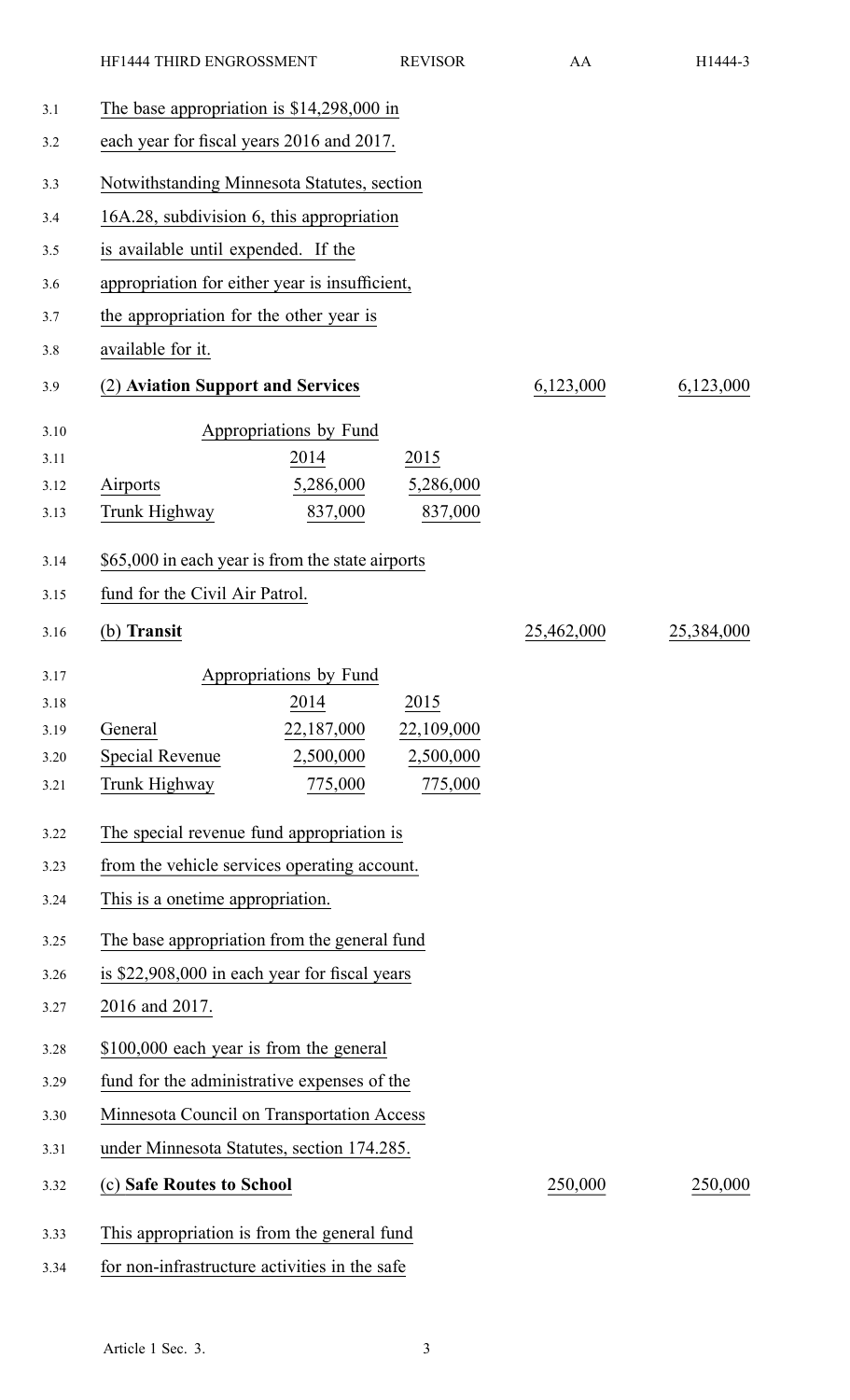The base appropriation is $14,298,000 in each year for fiscal years 2016 and 2017.

Notwithstanding Minnesota Statutes, section 16A.28, subdivision 6, this appropriation is available until expended. If the appropriation for either year is insufficient, the appropriation for the other year is available for it.

| (2) **Aviation Support and Services** | 6,123,000 | 6,123,000 |
|---|---|---|

| Appropriations by Fund | | |
|---|---|---|
| | 2014 | 2015 |
| Airports | 5,286,000 | 5,286,000 |
| Trunk Highway | 837,000 | 837,000 |

$65,000 in each year is from the state airports fund for the Civil Air Patrol.

| (b) **Transit** | 25,462,000 | 25,384,000 |
|---|---|---|

| Appropriations by Fund | | |
|---|---|---|
| | 2014 | 2015 |
| General | 22,187,000 | 22,109,000 |
| Special Revenue | 2,500,000 | 2,500,000 |
| Trunk Highway | 775,000 | 775,000 |

The special revenue fund appropriation is from the vehicle services operating account. This is a onetime appropriation.

The base appropriation from the general fund is $22,908,000 in each year for fiscal years 2016 and 2017.

$100,000 each year is from the general fund for the administrative expenses of the Minnesota Council on Transportation Access under Minnesota Statutes, section 174.285.

| (c) **Safe Routes to School** | 250,000 | 250,000 |
|---|---|---|

This appropriation is from the general fund for non-infrastructure activities in the safe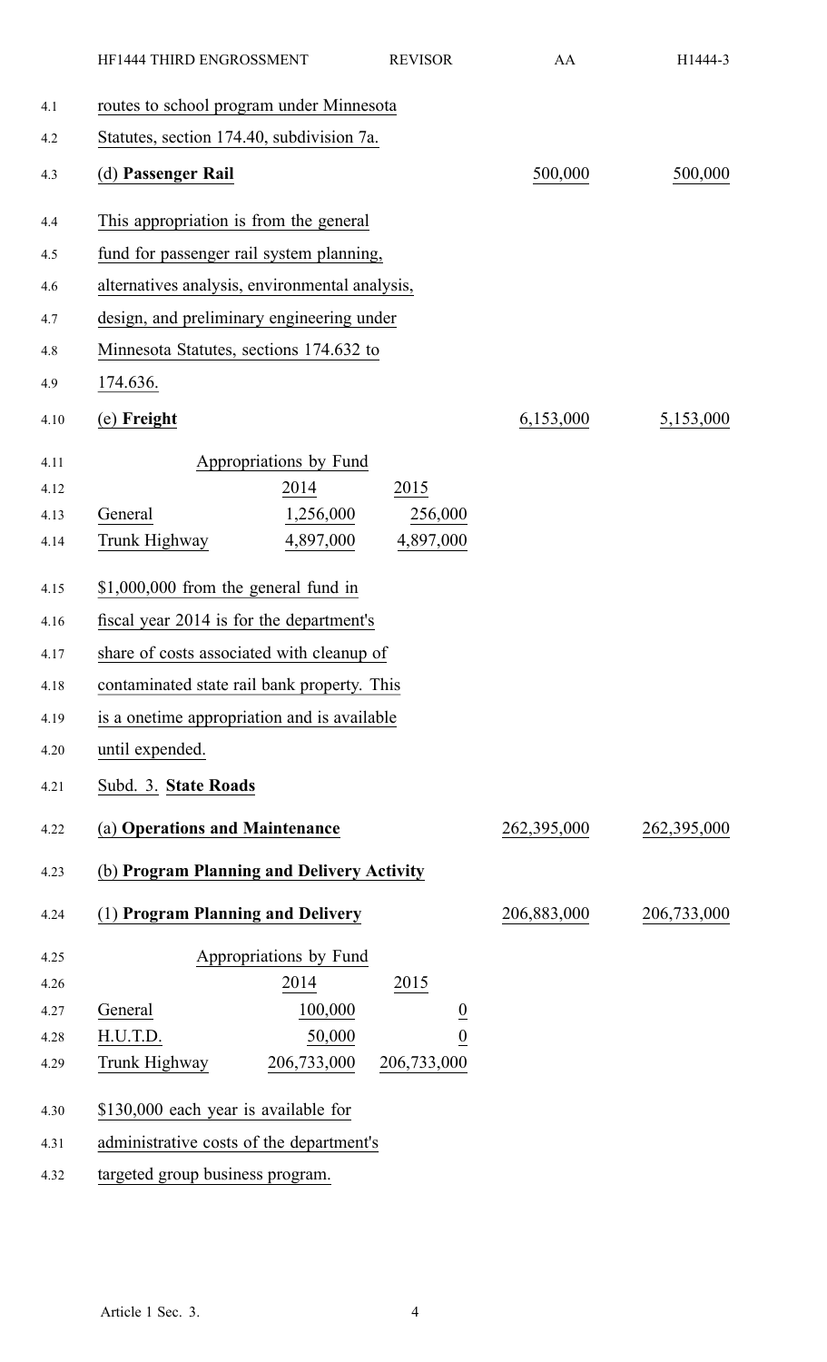routes to school program under Minnesota Statutes, section 174.40, subdivision 7a.

| | | |
|---|---|---|
| (d) **Passenger Rail** | 500,000 | 500,000 |

This appropriation is from the general fund for passenger rail system planning, alternatives analysis, environmental analysis, design, and preliminary engineering under Minnesota Statutes, sections 174.632 to 174.636.

| | | |
|---|---|---|
| (e) **Freight** | 6,153,000 | 5,153,000 |

Appropriations by Fund

| | 2014 | 2015 |
|---|---|---|
| General | 1,256,000 | 256,000 |
| Trunk Highway | 4,897,000 | 4,897,000 |

$1,000,000 from the general fund in fiscal year 2014 is for the department's share of costs associated with cleanup of contaminated state rail bank property. This is a onetime appropriation and is available until expended.

Subd. 3. **State Roads**

| | | |
|---|---|---|
| (a) **Operations and Maintenance** | 262,395,000 | 262,395,000 |

(b) **Program Planning and Delivery Activity**

| | | |
|---|---|---|
| (1) **Program Planning and Delivery** | 206,883,000 | 206,733,000 |

Appropriations by Fund

| | 2014 | 2015 |
|---|---|---|
| General | 100,000 | 0 |
| H.U.T.D. | 50,000 | 0 |
| Trunk Highway | 206,733,000 | 206,733,000 |

$130,000 each year is available for administrative costs of the department's targeted group business program.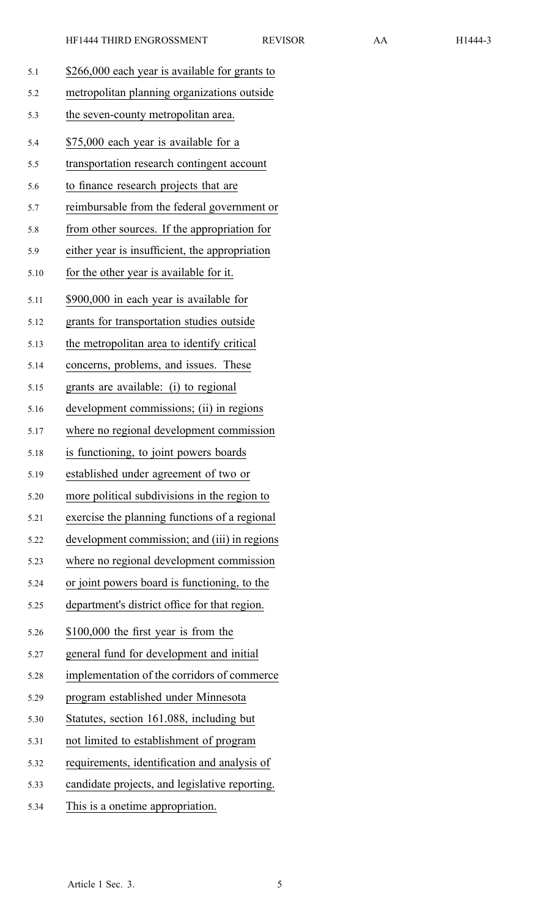$266,000 each year is available for grants to metropolitan planning organizations outside the seven-county metropolitan area.

$75,000 each year is available for a transportation research contingent account to finance research projects that are reimbursable from the federal government or from other sources. If the appropriation for either year is insufficient, the appropriation for the other year is available for it.

$900,000 in each year is available for grants for transportation studies outside the metropolitan area to identify critical concerns, problems, and issues. These grants are available: (i) to regional development commissions; (ii) in regions where no regional development commission is functioning, to joint powers boards established under agreement of two or more political subdivisions in the region to exercise the planning functions of a regional development commission; and (iii) in regions where no regional development commission or joint powers board is functioning, to the department's district office for that region.

$100,000 the first year is from the general fund for development and initial implementation of the corridors of commerce program established under Minnesota Statutes, section 161.088, including but not limited to establishment of program requirements, identification and analysis of candidate projects, and legislative reporting. This is a onetime appropriation.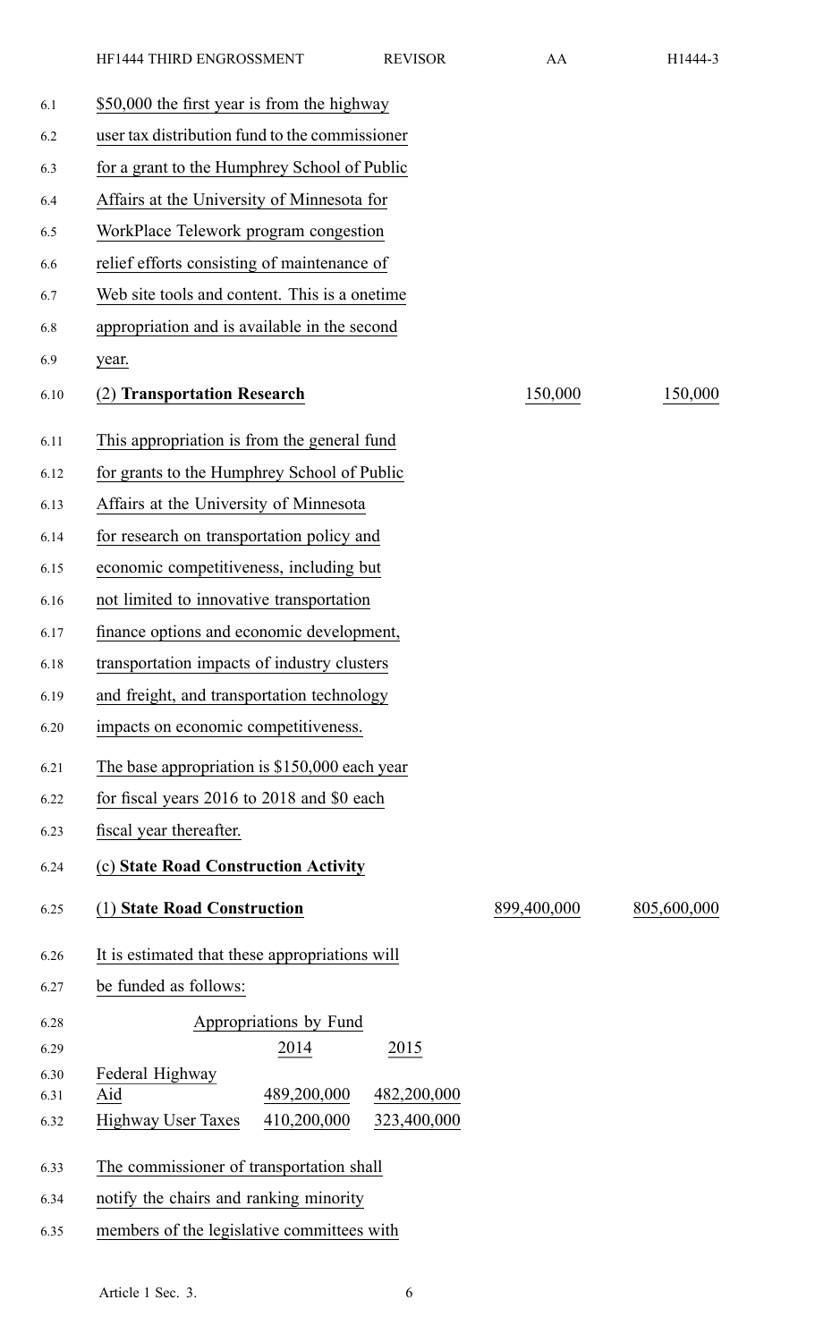$50,000 the first year is from the highway user tax distribution fund to the commissioner for a grant to the Humphrey School of Public Affairs at the University of Minnesota for WorkPlace Telework program congestion relief efforts consisting of maintenance of Web site tools and content. This is a onetime appropriation and is available in the second year.

| | | |
|---|---|---|
| (2) **Transportation Research** | 150,000 | 150,000 |

This appropriation is from the general fund for grants to the Humphrey School of Public Affairs at the University of Minnesota for research on transportation policy and economic competitiveness, including but not limited to innovative transportation finance options and economic development, transportation impacts of industry clusters and freight, and transportation technology impacts on economic competitiveness.

The base appropriation is $150,000 each year for fiscal years 2016 to 2018 and $0 each fiscal year thereafter.

(c) **State Road Construction Activity**

| | | |
|---|---|---|
| (1) **State Road Construction** | 899,400,000 | 805,600,000 |

It is estimated that these appropriations will be funded as follows:

| Appropriations by Fund | | |
|---|---|---|
| | 2014 | 2015 |
| Federal Highway Aid | 489,200,000 | 482,200,000 |
| Highway User Taxes | 410,200,000 | 323,400,000 |

The commissioner of transportation shall notify the chairs and ranking minority members of the legislative committees with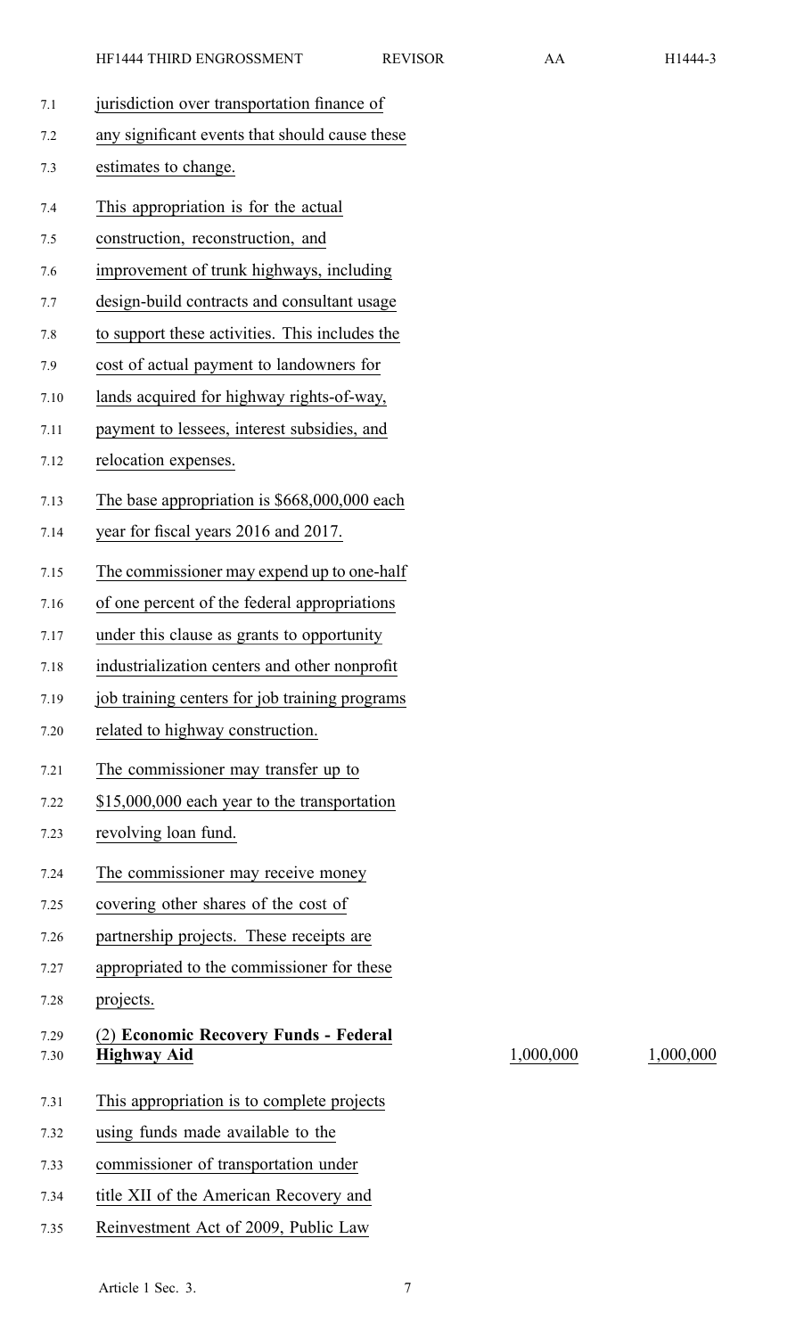jurisdiction over transportation finance of any significant events that should cause these estimates to change.

This appropriation is for the actual construction, reconstruction, and improvement of trunk highways, including design-build contracts and consultant usage to support these activities. This includes the cost of actual payment to landowners for lands acquired for highway rights-of-way, payment to lessees, interest subsidies, and relocation expenses.

The base appropriation is $668,000,000 each year for fiscal years 2016 and 2017.

The commissioner may expend up to one-half of one percent of the federal appropriations under this clause as grants to opportunity industrialization centers and other nonprofit job training centers for job training programs related to highway construction.

The commissioner may transfer up to $15,000,000 each year to the transportation revolving loan fund.

The commissioner may receive money covering other shares of the cost of partnership projects. These receipts are appropriated to the commissioner for these projects.

| | | |
|---|---|---|
| (2) **Economic Recovery Funds - Federal Highway Aid** | 1,000,000 | 1,000,000 |

This appropriation is to complete projects using funds made available to the commissioner of transportation under title XII of the American Recovery and Reinvestment Act of 2009, Public Law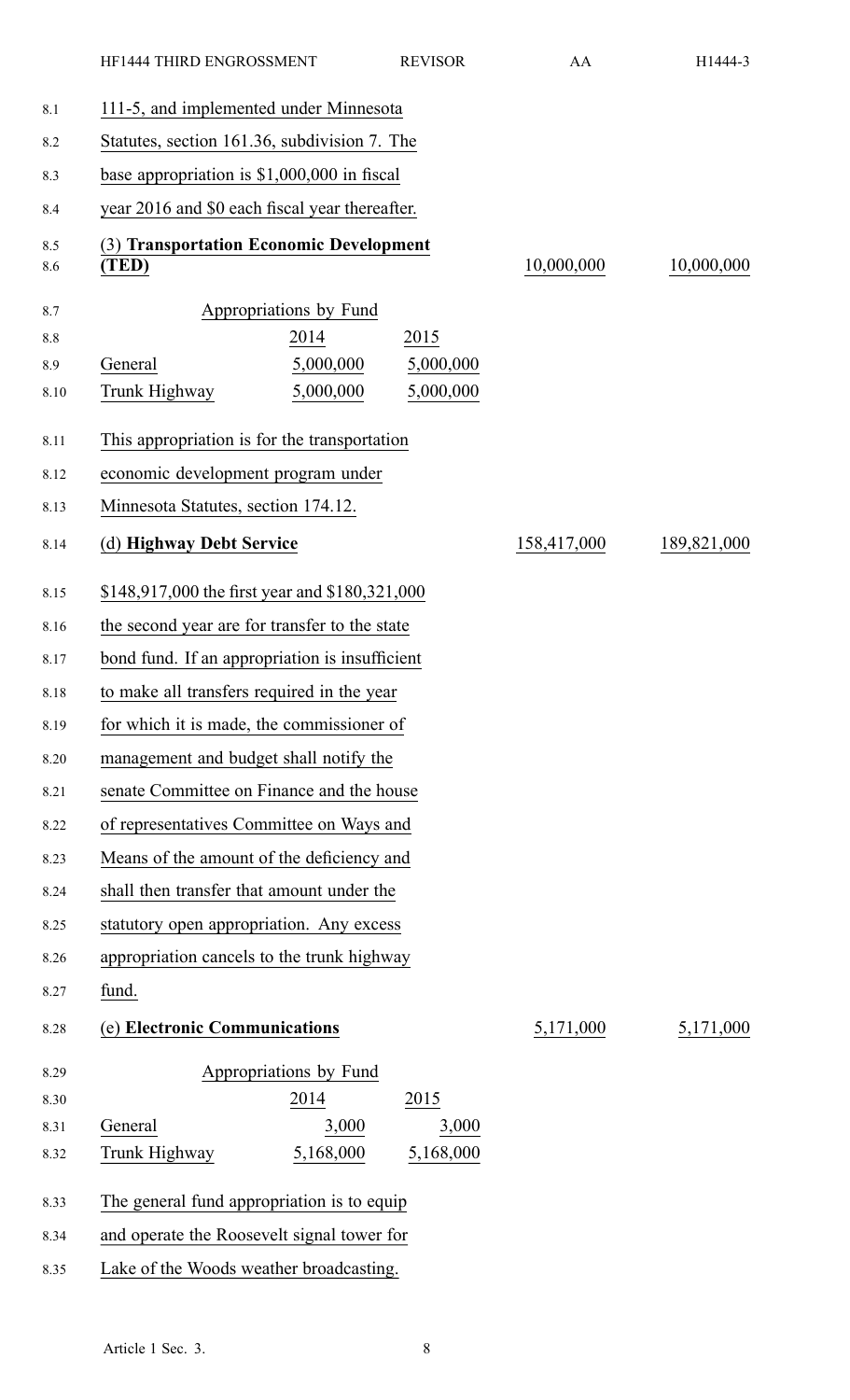111-5, and implemented under Minnesota Statutes, section 161.36, subdivision 7. The base appropriation is $1,000,000 in fiscal year 2016 and $0 each fiscal year thereafter.

| | | |
|---|---|---|
| (3) **Transportation Economic Development (TED)** | 10,000,000 | 10,000,000 |

| Appropriations by Fund | | |
|---|---|---|
| | 2014 | 2015 |
| General | 5,000,000 | 5,000,000 |
| Trunk Highway | 5,000,000 | 5,000,000 |

This appropriation is for the transportation economic development program under Minnesota Statutes, section 174.12.

| | | |
|---|---|---|
| (d) **Highway Debt Service** | 158,417,000 | 189,821,000 |

$148,917,000 the first year and $180,321,000 the second year are for transfer to the state bond fund. If an appropriation is insufficient to make all transfers required in the year for which it is made, the commissioner of management and budget shall notify the senate Committee on Finance and the house of representatives Committee on Ways and Means of the amount of the deficiency and shall then transfer that amount under the statutory open appropriation. Any excess appropriation cancels to the trunk highway fund.

| | | |
|---|---|---|
| (e) **Electronic Communications** | 5,171,000 | 5,171,000 |

| Appropriations by Fund | | |
|---|---|---|
| | 2014 | 2015 |
| General | 3,000 | 3,000 |
| Trunk Highway | 5,168,000 | 5,168,000 |

The general fund appropriation is to equip and operate the Roosevelt signal tower for Lake of the Woods weather broadcasting.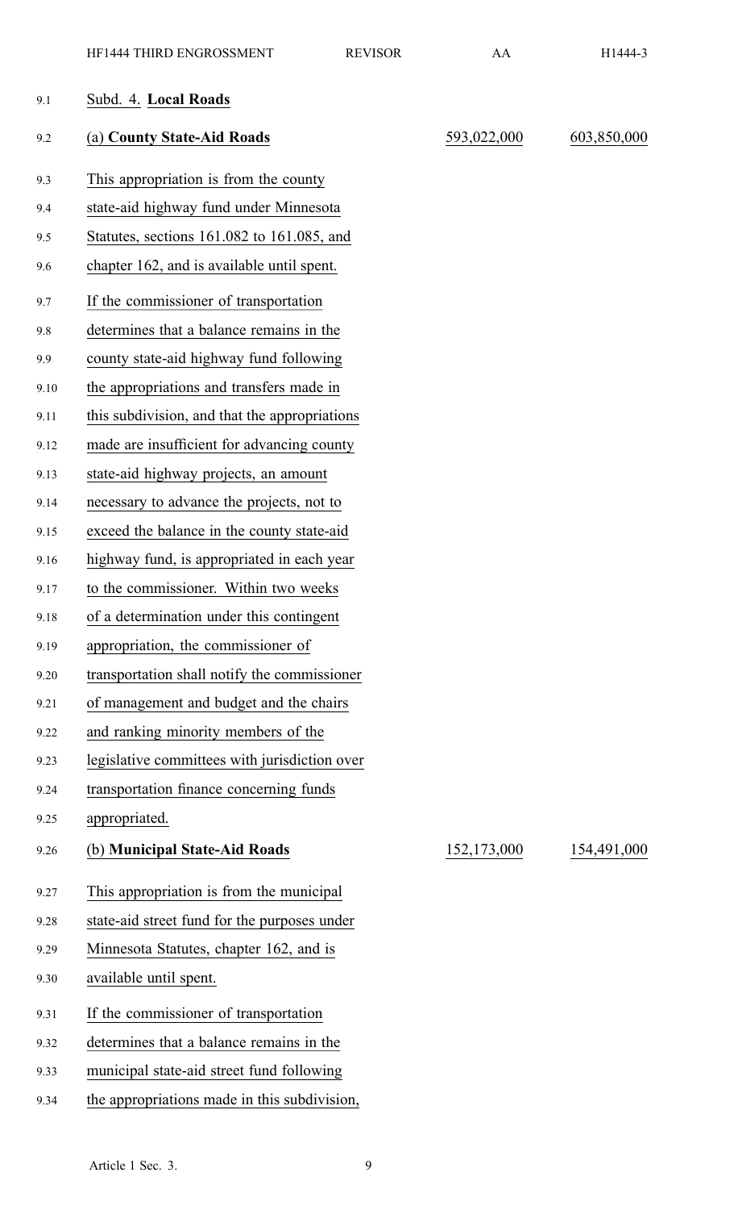Subd. 4. **Local Roads**

| | | |
|---|---|---|
| (a) **County State-Aid Roads** | 593,022,000 | 603,850,000 |

This appropriation is from the county state-aid highway fund under Minnesota Statutes, sections 161.082 to 161.085, and chapter 162, and is available until spent.

If the commissioner of transportation determines that a balance remains in the county state-aid highway fund following the appropriations and transfers made in this subdivision, and that the appropriations made are insufficient for advancing county state-aid highway projects, an amount necessary to advance the projects, not to exceed the balance in the county state-aid highway fund, is appropriated in each year to the commissioner. Within two weeks of a determination under this contingent appropriation, the commissioner of transportation shall notify the commissioner of management and budget and the chairs and ranking minority members of the legislative committees with jurisdiction over transportation finance concerning funds appropriated.

| | | |
|---|---|---|
| (b) **Municipal State-Aid Roads** | 152,173,000 | 154,491,000 |

This appropriation is from the municipal state-aid street fund for the purposes under Minnesota Statutes, chapter 162, and is available until spent.

If the commissioner of transportation determines that a balance remains in the municipal state-aid street fund following the appropriations made in this subdivision,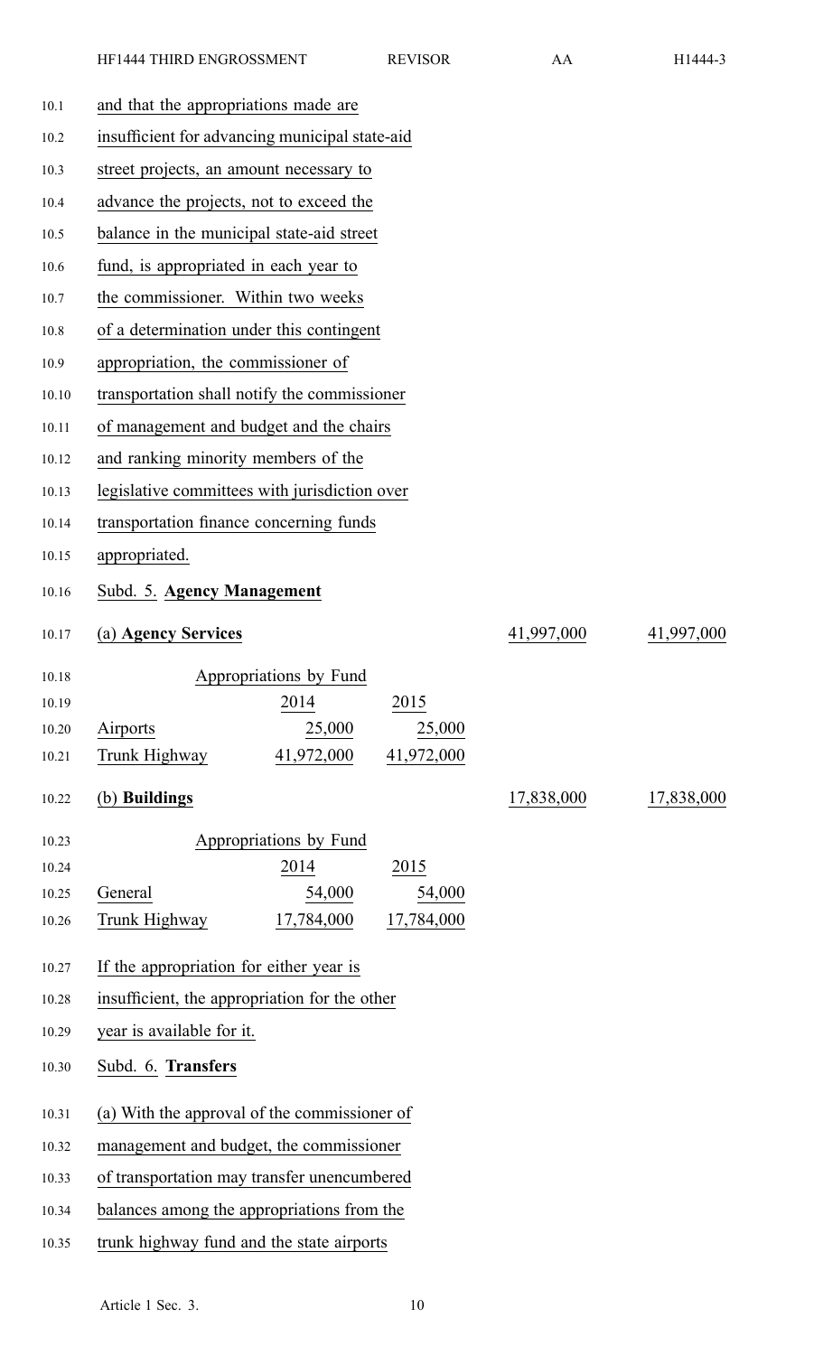and that the appropriations made are insufficient for advancing municipal state-aid street projects, an amount necessary to advance the projects, not to exceed the balance in the municipal state-aid street fund, is appropriated in each year to the commissioner. Within two weeks of a determination under this contingent appropriation, the commissioner of transportation shall notify the commissioner of management and budget and the chairs and ranking minority members of the legislative committees with jurisdiction over transportation finance concerning funds appropriated.

Subd. 5. **Agency Management**

| (a) **Agency Services** | | | 41,997,000 | 41,997,000 |
|---|---|---|---|---|

| Appropriations by Fund | | |
|---|---|---|
| | 2014 | 2015 |
| Airports | 25,000 | 25,000 |
| Trunk Highway | 41,972,000 | 41,972,000 |

| (b) **Buildings** | | | 17,838,000 | 17,838,000 |
|---|---|---|---|---|

| Appropriations by Fund | | |
|---|---|---|
| | 2014 | 2015 |
| General | 54,000 | 54,000 |
| Trunk Highway | 17,784,000 | 17,784,000 |

If the appropriation for either year is insufficient, the appropriation for the other year is available for it.

Subd. 6. **Transfers**

(a) With the approval of the commissioner of management and budget, the commissioner of transportation may transfer unencumbered balances among the appropriations from the trunk highway fund and the state airports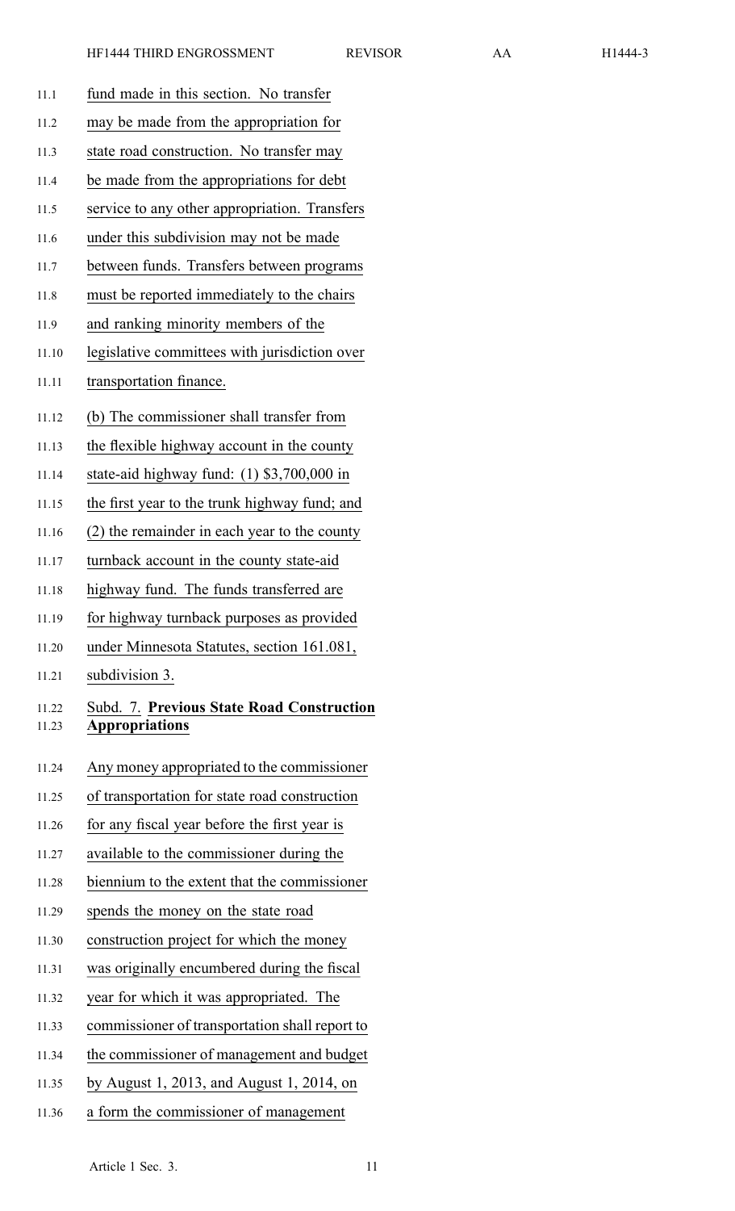fund made in this section. No transfer may be made from the appropriation for state road construction. No transfer may be made from the appropriations for debt service to any other appropriation. Transfers under this subdivision may not be made between funds. Transfers between programs must be reported immediately to the chairs and ranking minority members of the legislative committees with jurisdiction over transportation finance.

(b) The commissioner shall transfer from the flexible highway account in the county state-aid highway fund: (1) $3,700,000 in the first year to the trunk highway fund; and (2) the remainder in each year to the county turnback account in the county state-aid highway fund. The funds transferred are for highway turnback purposes as provided under Minnesota Statutes, section 161.081, subdivision 3.

Subd. 7. **Previous State Road Construction Appropriations**

Any money appropriated to the commissioner of transportation for state road construction for any fiscal year before the first year is available to the commissioner during the biennium to the extent that the commissioner spends the money on the state road construction project for which the money was originally encumbered during the fiscal year for which it was appropriated. The commissioner of transportation shall report to the commissioner of management and budget by August 1, 2013, and August 1, 2014, on a form the commissioner of management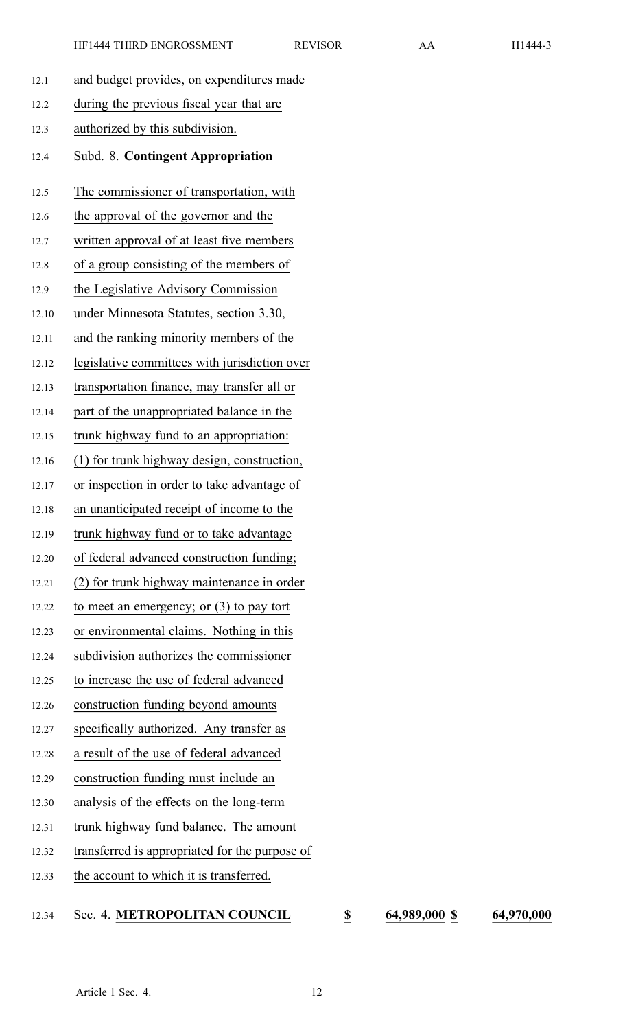and budget provides, on expenditures made during the previous fiscal year that are authorized by this subdivision.

Subd. 8. **Contingent Appropriation**

The commissioner of transportation, with the approval of the governor and the written approval of at least five members of a group consisting of the members of the Legislative Advisory Commission under Minnesota Statutes, section 3.30, and the ranking minority members of the legislative committees with jurisdiction over transportation finance, may transfer all or part of the unappropriated balance in the trunk highway fund to an appropriation: (1) for trunk highway design, construction, or inspection in order to take advantage of an unanticipated receipt of income to the trunk highway fund or to take advantage of federal advanced construction funding; (2) for trunk highway maintenance in order to meet an emergency; or (3) to pay tort or environmental claims. Nothing in this subdivision authorizes the commissioner to increase the use of federal advanced construction funding beyond amounts specifically authorized. Any transfer as a result of the use of federal advanced construction funding must include an analysis of the effects on the long-term trunk highway fund balance. The amount transferred is appropriated for the purpose of the account to which it is transferred.

| Sec. 4. **METROPOLITAN COUNCIL** | $ | 64,989,000 | $ | 64,970,000 |
|---|---|---|---|---|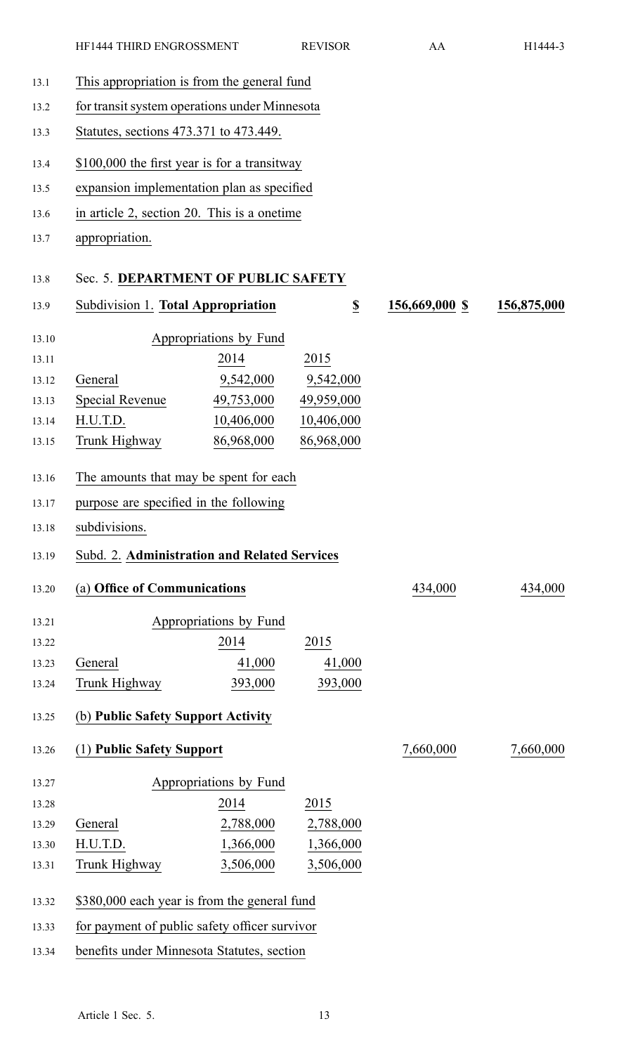This appropriation is from the general fund for transit system operations under Minnesota Statutes, sections 473.371 to 473.449.

$100,000 the first year is for a transitway expansion implementation plan as specified in article 2, section 20. This is a onetime appropriation.

## Sec. 5. **DEPARTMENT OF PUBLIC SAFETY**

| Subdivision 1. **Total Appropriation** | $ | 156,669,000 $ | 156,875,000 |
|---|---|---|---|

| Appropriations by Fund | | |
|---|---|---|
| | 2014 | 2015 |
| General | 9,542,000 | 9,542,000 |
| Special Revenue | 49,753,000 | 49,959,000 |
| H.U.T.D. | 10,406,000 | 10,406,000 |
| Trunk Highway | 86,968,000 | 86,968,000 |

The amounts that may be spent for each purpose are specified in the following subdivisions.

Subd. 2. **Administration and Related Services**

| (a) **Office of Communications** | 434,000 | 434,000 |
|---|---|---|

| Appropriations by Fund | | |
|---|---|---|
| | 2014 | 2015 |
| General | 41,000 | 41,000 |
| Trunk Highway | 393,000 | 393,000 |

(b) **Public Safety Support Activity**

| (1) **Public Safety Support** | 7,660,000 | 7,660,000 |
|---|---|---|

| Appropriations by Fund | | |
|---|---|---|
| | 2014 | 2015 |
| General | 2,788,000 | 2,788,000 |
| H.U.T.D. | 1,366,000 | 1,366,000 |
| Trunk Highway | 3,506,000 | 3,506,000 |

$380,000 each year is from the general fund for payment of public safety officer survivor benefits under Minnesota Statutes, section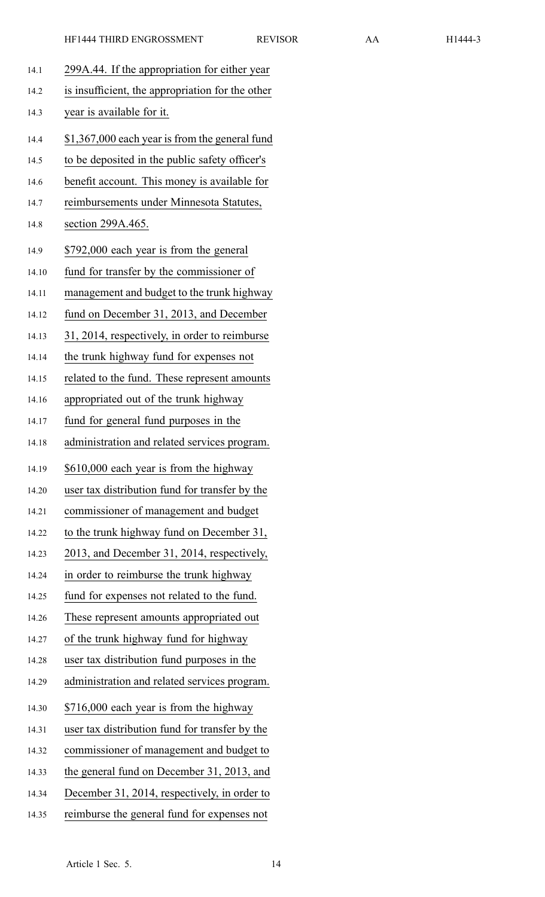299A.44. If the appropriation for either year is insufficient, the appropriation for the other year is available for it.

$1,367,000 each year is from the general fund to be deposited in the public safety officer's benefit account. This money is available for reimbursements under Minnesota Statutes, section 299A.465.

$792,000 each year is from the general fund for transfer by the commissioner of management and budget to the trunk highway fund on December 31, 2013, and December 31, 2014, respectively, in order to reimburse the trunk highway fund for expenses not related to the fund. These represent amounts appropriated out of the trunk highway fund for general fund purposes in the administration and related services program.

$610,000 each year is from the highway user tax distribution fund for transfer by the commissioner of management and budget to the trunk highway fund on December 31, 2013, and December 31, 2014, respectively, in order to reimburse the trunk highway fund for expenses not related to the fund. These represent amounts appropriated out of the trunk highway fund for highway user tax distribution fund purposes in the administration and related services program.

$716,000 each year is from the highway user tax distribution fund for transfer by the commissioner of management and budget to the general fund on December 31, 2013, and December 31, 2014, respectively, in order to reimburse the general fund for expenses not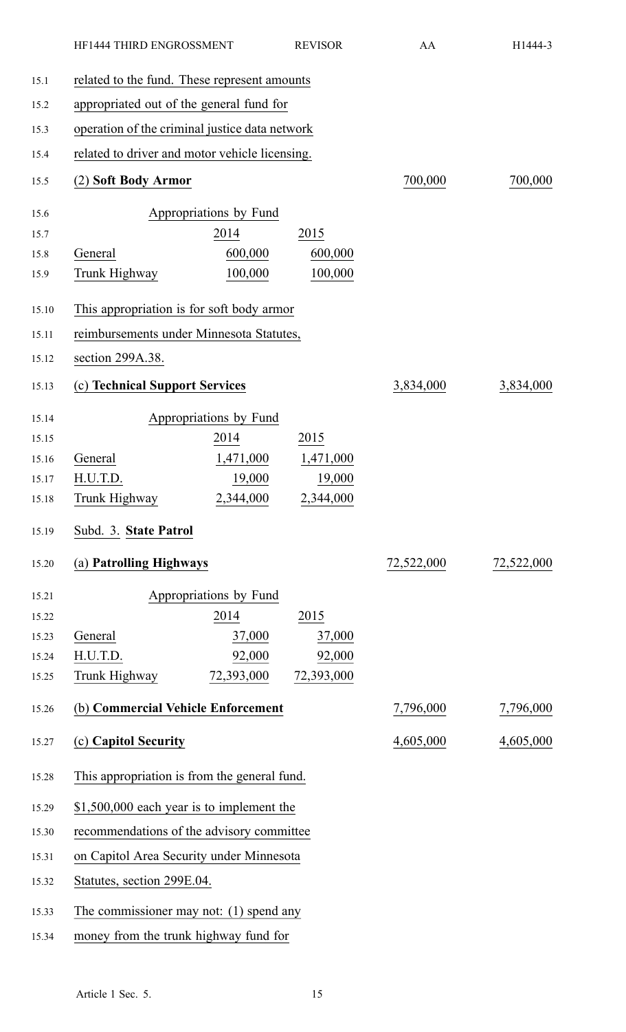related to the fund. These represent amounts appropriated out of the general fund for operation of the criminal justice data network related to driver and motor vehicle licensing.

| (2) **Soft Body Armor** | | | 700,000 | 700,000 |
|---|---|---|---|---|

| Appropriations by Fund | | |
|---|---|---|
| | 2014 | 2015 |
| General | 600,000 | 600,000 |
| Trunk Highway | 100,000 | 100,000 |

This appropriation is for soft body armor reimbursements under Minnesota Statutes, section 299A.38.

| (c) **Technical Support Services** | | | 3,834,000 | 3,834,000 |
|---|---|---|---|---|

| Appropriations by Fund | | |
|---|---|---|
| | 2014 | 2015 |
| General | 1,471,000 | 1,471,000 |
| H.U.T.D. | 19,000 | 19,000 |
| Trunk Highway | 2,344,000 | 2,344,000 |

Subd. 3. **State Patrol**

| (a) **Patrolling Highways** | | | 72,522,000 | 72,522,000 |
|---|---|---|---|---|

| Appropriations by Fund | | |
|---|---|---|
| | 2014 | 2015 |
| General | 37,000 | 37,000 |
| H.U.T.D. | 92,000 | 92,000 |
| Trunk Highway | 72,393,000 | 72,393,000 |

| (b) **Commercial Vehicle Enforcement** | | | 7,796,000 | 7,796,000 |
|---|---|---|---|---|
| (c) **Capitol Security** | | | 4,605,000 | 4,605,000 |

This appropriation is from the general fund.

$1,500,000 each year is to implement the recommendations of the advisory committee on Capitol Area Security under Minnesota Statutes, section 299E.04.

The commissioner may not: (1) spend any money from the trunk highway fund for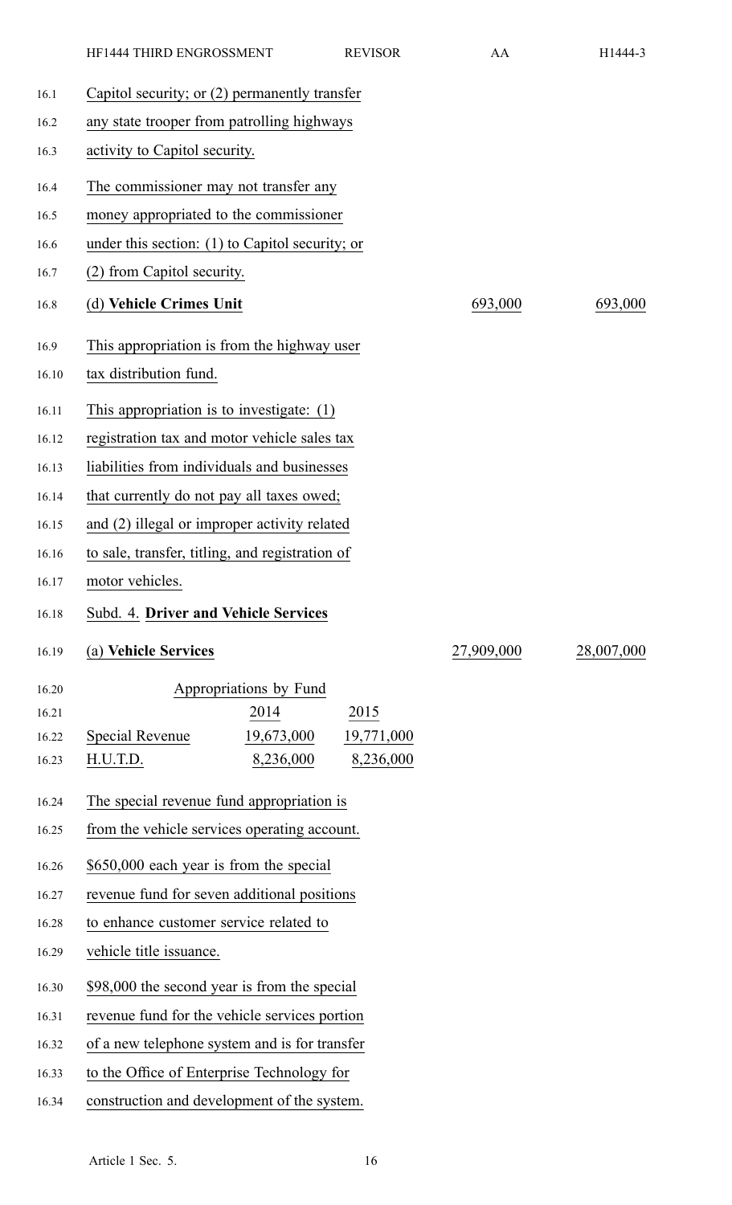Capitol security; or (2) permanently transfer any state trooper from patrolling highways activity to Capitol security.

The commissioner may not transfer any money appropriated to the commissioner under this section: (1) to Capitol security; or (2) from Capitol security.

| | | |
|---|---|---|
| (d) **Vehicle Crimes Unit** | 693,000 | 693,000 |

This appropriation is from the highway user tax distribution fund.

This appropriation is to investigate: (1) registration tax and motor vehicle sales tax liabilities from individuals and businesses that currently do not pay all taxes owed; and (2) illegal or improper activity related to sale, transfer, titling, and registration of motor vehicles.

Subd. 4. **Driver and Vehicle Services**

| | | |
|---|---|---|
| (a) **Vehicle Services** | 27,909,000 | 28,007,000 |

| Appropriations by Fund | | |
|---|---|---|
| | 2014 | 2015 |
| Special Revenue | 19,673,000 | 19,771,000 |
| H.U.T.D. | 8,236,000 | 8,236,000 |

The special revenue fund appropriation is from the vehicle services operating account.

$650,000 each year is from the special revenue fund for seven additional positions to enhance customer service related to vehicle title issuance.

$98,000 the second year is from the special revenue fund for the vehicle services portion of a new telephone system and is for transfer to the Office of Enterprise Technology for construction and development of the system.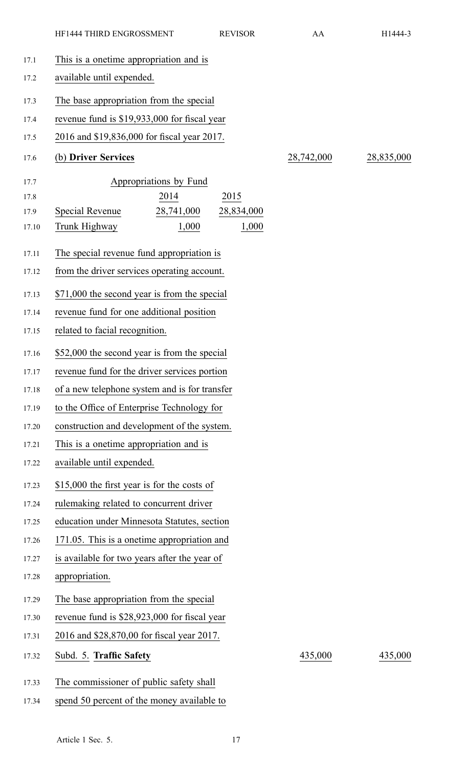This is a onetime appropriation and is available until expended.

The base appropriation from the special revenue fund is $19,933,000 for fiscal year 2016 and $19,836,000 for fiscal year 2017.

| (b) **Driver Services** | | | 28,742,000 | 28,835,000 |
|---|---|---|---|---|

Appropriations by Fund

| | 2014 | 2015 |
|---|---|---|
| Special Revenue | 28,741,000 | 28,834,000 |
| Trunk Highway | 1,000 | 1,000 |

The special revenue fund appropriation is from the driver services operating account.

$71,000 the second year is from the special revenue fund for one additional position related to facial recognition.

$52,000 the second year is from the special revenue fund for the driver services portion of a new telephone system and is for transfer to the Office of Enterprise Technology for construction and development of the system. This is a onetime appropriation and is available until expended.

$15,000 the first year is for the costs of rulemaking related to concurrent driver education under Minnesota Statutes, section 171.05. This is a onetime appropriation and is available for two years after the year of appropriation.

The base appropriation from the special revenue fund is $28,923,000 for fiscal year 2016 and $28,870,00 for fiscal year 2017.

| Subd. 5. **Traffic Safety** | 435,000 | 435,000 |
|---|---|---|

The commissioner of public safety shall spend 50 percent of the money available to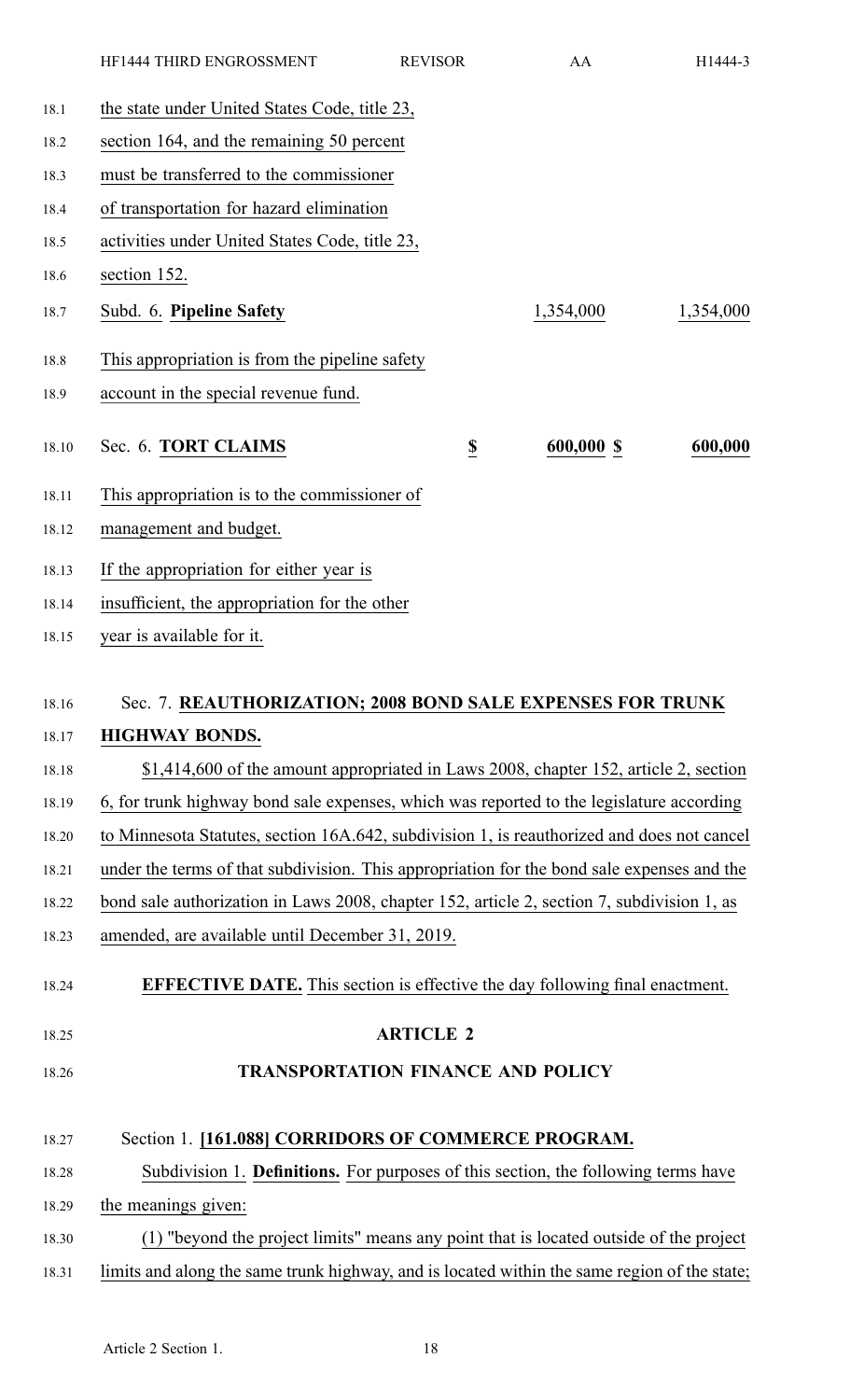the state under United States Code, title 23, section 164, and the remaining 50 percent must be transferred to the commissioner of transportation for hazard elimination activities under United States Code, title 23, section 152.

| | | |
|---|---|---|
| Subd. 6. **Pipeline Safety** | 1,354,000 | 1,354,000 |

This appropriation is from the pipeline safety account in the special revenue fund.

| | | | |
|---|---|---|---|
| Sec. 6. **TORT CLAIMS** | $ | 600,000 $ | 600,000 |

This appropriation is to the commissioner of management and budget.

If the appropriation for either year is insufficient, the appropriation for the other year is available for it.

Sec. 7. **REAUTHORIZATION; 2008 BOND SALE EXPENSES FOR TRUNK HIGHWAY BONDS.**

$1,414,600 of the amount appropriated in Laws 2008, chapter 152, article 2, section 6, for trunk highway bond sale expenses, which was reported to the legislature according to Minnesota Statutes, section 16A.642, subdivision 1, is reauthorized and does not cancel under the terms of that subdivision. This appropriation for the bond sale expenses and the bond sale authorization in Laws 2008, chapter 152, article 2, section 7, subdivision 1, as amended, are available until December 31, 2019.

**EFFECTIVE DATE.** This section is effective the day following final enactment.

## ARTICLE 2

## TRANSPORTATION FINANCE AND POLICY

Section 1. **[161.088] CORRIDORS OF COMMERCE PROGRAM.**

Subdivision 1. **Definitions.** For purposes of this section, the following terms have the meanings given:

(1) "beyond the project limits" means any point that is located outside of the project limits and along the same trunk highway, and is located within the same region of the state;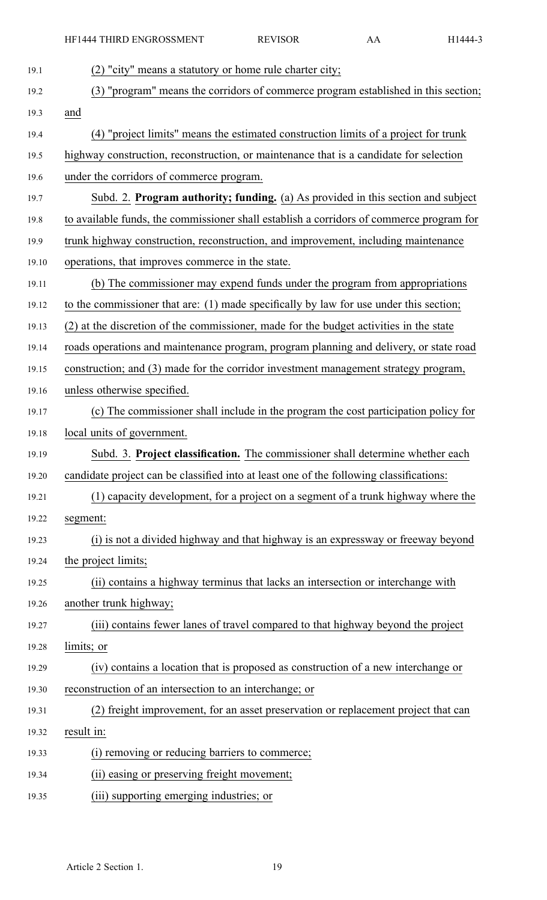(2) "city" means a statutory or home rule charter city;

(3) "program" means the corridors of commerce program established in this section; and

(4) "project limits" means the estimated construction limits of a project for trunk highway construction, reconstruction, or maintenance that is a candidate for selection under the corridors of commerce program.

Subd. 2. **Program authority; funding.** (a) As provided in this section and subject to available funds, the commissioner shall establish a corridors of commerce program for trunk highway construction, reconstruction, and improvement, including maintenance operations, that improves commerce in the state.

(b) The commissioner may expend funds under the program from appropriations to the commissioner that are: (1) made specifically by law for use under this section; (2) at the discretion of the commissioner, made for the budget activities in the state roads operations and maintenance program, program planning and delivery, or state road construction; and (3) made for the corridor investment management strategy program, unless otherwise specified.

(c) The commissioner shall include in the program the cost participation policy for local units of government.

Subd. 3. **Project classification.** The commissioner shall determine whether each candidate project can be classified into at least one of the following classifications:

(1) capacity development, for a project on a segment of a trunk highway where the segment:

(i) is not a divided highway and that highway is an expressway or freeway beyond the project limits;

(ii) contains a highway terminus that lacks an intersection or interchange with another trunk highway;

(iii) contains fewer lanes of travel compared to that highway beyond the project limits; or

(iv) contains a location that is proposed as construction of a new interchange or reconstruction of an intersection to an interchange; or

(2) freight improvement, for an asset preservation or replacement project that can result in:

(i) removing or reducing barriers to commerce;

(ii) easing or preserving freight movement;

(iii) supporting emerging industries; or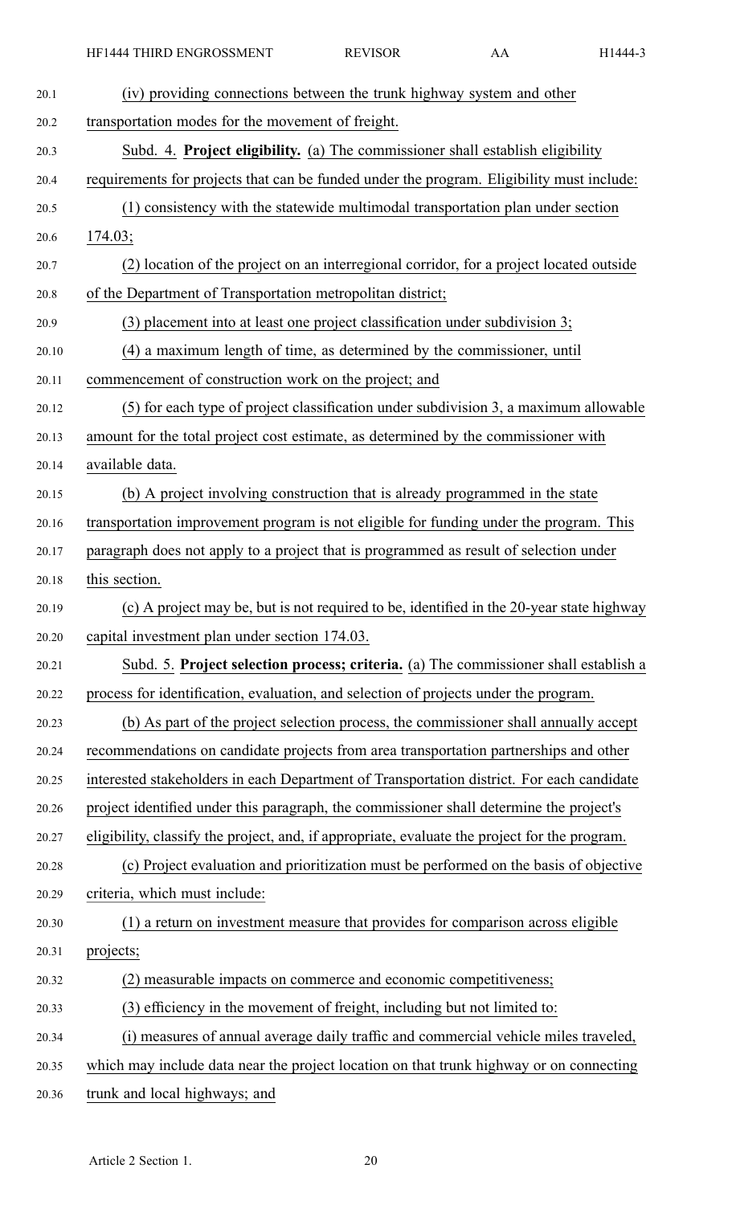(iv) providing connections between the trunk highway system and other transportation modes for the movement of freight.

Subd. 4. **Project eligibility.** (a) The commissioner shall establish eligibility requirements for projects that can be funded under the program. Eligibility must include:

(1) consistency with the statewide multimodal transportation plan under section 174.03;

(2) location of the project on an interregional corridor, for a project located outside of the Department of Transportation metropolitan district;

(3) placement into at least one project classification under subdivision 3;

(4) a maximum length of time, as determined by the commissioner, until commencement of construction work on the project; and

(5) for each type of project classification under subdivision 3, a maximum allowable amount for the total project cost estimate, as determined by the commissioner with available data.

(b) A project involving construction that is already programmed in the state transportation improvement program is not eligible for funding under the program. This paragraph does not apply to a project that is programmed as result of selection under this section.

(c) A project may be, but is not required to be, identified in the 20-year state highway capital investment plan under section 174.03.

Subd. 5. **Project selection process; criteria.** (a) The commissioner shall establish a process for identification, evaluation, and selection of projects under the program.

(b) As part of the project selection process, the commissioner shall annually accept recommendations on candidate projects from area transportation partnerships and other interested stakeholders in each Department of Transportation district. For each candidate project identified under this paragraph, the commissioner shall determine the project's eligibility, classify the project, and, if appropriate, evaluate the project for the program.

(c) Project evaluation and prioritization must be performed on the basis of objective criteria, which must include:

(1) a return on investment measure that provides for comparison across eligible projects;

(2) measurable impacts on commerce and economic competitiveness;

(3) efficiency in the movement of freight, including but not limited to:

(i) measures of annual average daily traffic and commercial vehicle miles traveled, which may include data near the project location on that trunk highway or on connecting trunk and local highways; and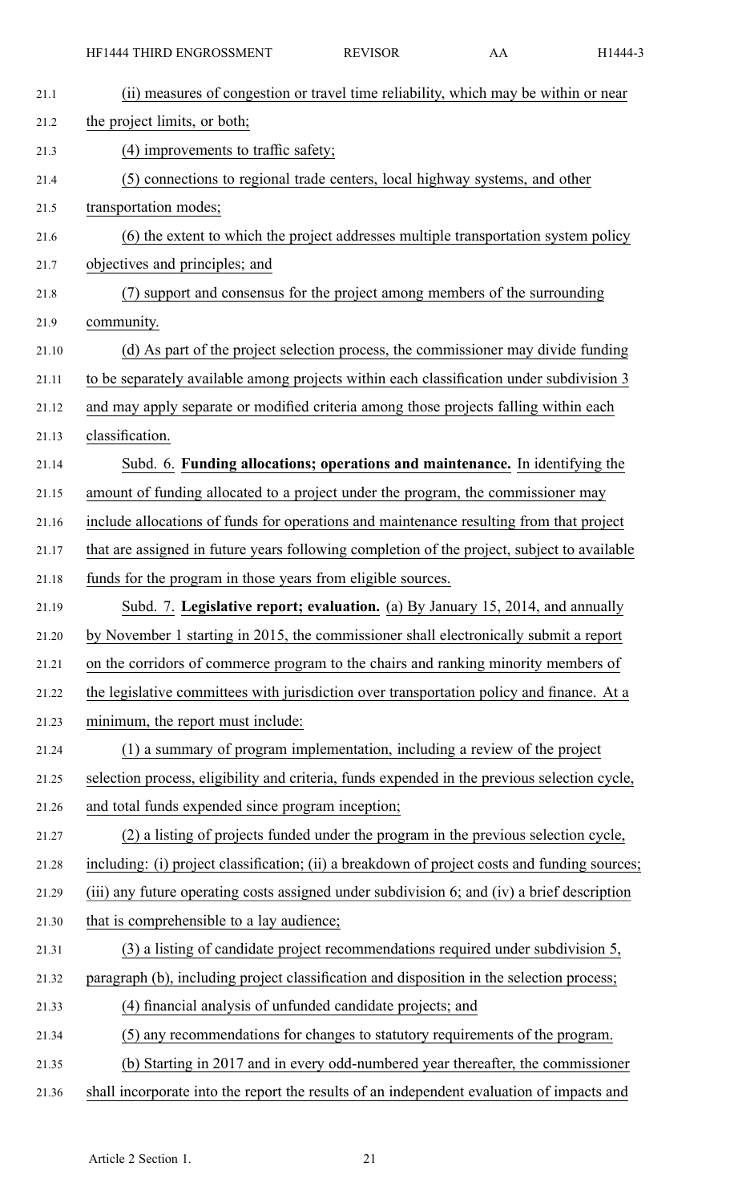(ii) measures of congestion or travel time reliability, which may be within or near the project limits, or both;

(4) improvements to traffic safety;

(5) connections to regional trade centers, local highway systems, and other transportation modes;

(6) the extent to which the project addresses multiple transportation system policy objectives and principles; and

(7) support and consensus for the project among members of the surrounding community.

(d) As part of the project selection process, the commissioner may divide funding to be separately available among projects within each classification under subdivision 3 and may apply separate or modified criteria among those projects falling within each classification.

Subd. 6. **Funding allocations; operations and maintenance.** In identifying the amount of funding allocated to a project under the program, the commissioner may include allocations of funds for operations and maintenance resulting from that project that are assigned in future years following completion of the project, subject to available funds for the program in those years from eligible sources.

Subd. 7. **Legislative report; evaluation.** (a) By January 15, 2014, and annually by November 1 starting in 2015, the commissioner shall electronically submit a report on the corridors of commerce program to the chairs and ranking minority members of the legislative committees with jurisdiction over transportation policy and finance. At a minimum, the report must include:

(1) a summary of program implementation, including a review of the project selection process, eligibility and criteria, funds expended in the previous selection cycle, and total funds expended since program inception;

(2) a listing of projects funded under the program in the previous selection cycle, including: (i) project classification; (ii) a breakdown of project costs and funding sources; (iii) any future operating costs assigned under subdivision 6; and (iv) a brief description that is comprehensible to a lay audience;

(3) a listing of candidate project recommendations required under subdivision 5, paragraph (b), including project classification and disposition in the selection process;

(4) financial analysis of unfunded candidate projects; and

(5) any recommendations for changes to statutory requirements of the program.

(b) Starting in 2017 and in every odd-numbered year thereafter, the commissioner shall incorporate into the report the results of an independent evaluation of impacts and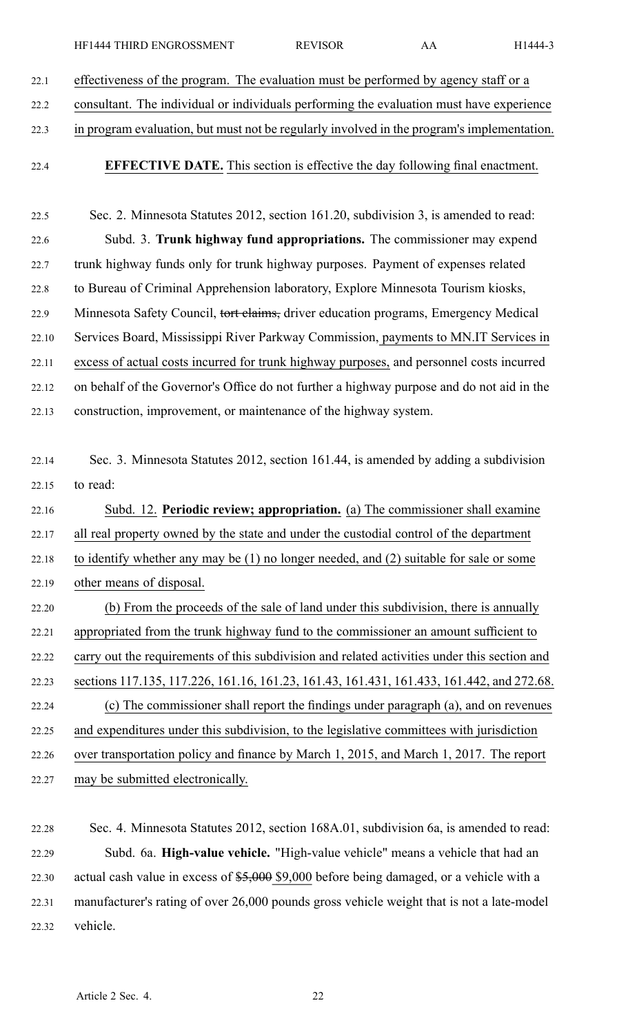effectiveness of the program. The evaluation must be performed by agency staff or a consultant. The individual or individuals performing the evaluation must have experience in program evaluation, but must not be regularly involved in the program's implementation.

**EFFECTIVE DATE.** This section is effective the day following final enactment.

Sec. 2. Minnesota Statutes 2012, section 161.20, subdivision 3, is amended to read:

Subd. 3. **Trunk highway fund appropriations.** The commissioner may expend trunk highway funds only for trunk highway purposes. Payment of expenses related to Bureau of Criminal Apprehension laboratory, Explore Minnesota Tourism kiosks, Minnesota Safety Council, ~~tort claims,~~ driver education programs, Emergency Medical Services Board, Mississippi River Parkway Commission, payments to MN.IT Services in excess of actual costs incurred for trunk highway purposes, and personnel costs incurred on behalf of the Governor's Office do not further a highway purpose and do not aid in the construction, improvement, or maintenance of the highway system.

Sec. 3. Minnesota Statutes 2012, section 161.44, is amended by adding a subdivision to read:

Subd. 12. **Periodic review; appropriation.** (a) The commissioner shall examine all real property owned by the state and under the custodial control of the department to identify whether any may be (1) no longer needed, and (2) suitable for sale or some other means of disposal.

(b) From the proceeds of the sale of land under this subdivision, there is annually appropriated from the trunk highway fund to the commissioner an amount sufficient to carry out the requirements of this subdivision and related activities under this section and sections 117.135, 117.226, 161.16, 161.23, 161.43, 161.431, 161.433, 161.442, and 272.68.

(c) The commissioner shall report the findings under paragraph (a), and on revenues and expenditures under this subdivision, to the legislative committees with jurisdiction over transportation policy and finance by March 1, 2015, and March 1, 2017. The report may be submitted electronically.

Sec. 4. Minnesota Statutes 2012, section 168A.01, subdivision 6a, is amended to read:

Subd. 6a. **High-value vehicle.** "High-value vehicle" means a vehicle that had an actual cash value in excess of ~~$5,000~~ $9,000 before being damaged, or a vehicle with a manufacturer's rating of over 26,000 pounds gross vehicle weight that is not a late-model vehicle.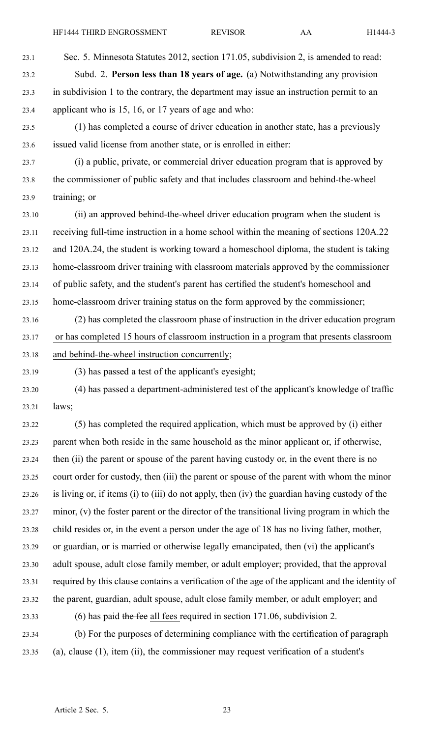Sec. 5. Minnesota Statutes 2012, section 171.05, subdivision 2, is amended to read:

Subd. 2. **Person less than 18 years of age.** (a) Notwithstanding any provision in subdivision 1 to the contrary, the department may issue an instruction permit to an applicant who is 15, 16, or 17 years of age and who:

(1) has completed a course of driver education in another state, has a previously issued valid license from another state, or is enrolled in either:

(i) a public, private, or commercial driver education program that is approved by the commissioner of public safety and that includes classroom and behind-the-wheel training; or

(ii) an approved behind-the-wheel driver education program when the student is receiving full-time instruction in a home school within the meaning of sections 120A.22 and 120A.24, the student is working toward a homeschool diploma, the student is taking home-classroom driver training with classroom materials approved by the commissioner of public safety, and the student's parent has certified the student's homeschool and home-classroom driver training status on the form approved by the commissioner;

(2) has completed the classroom phase of instruction in the driver education program <u>or has completed 15 hours of classroom instruction in a program that presents classroom and behind-the-wheel instruction concurrently</u>;

(3) has passed a test of the applicant's eyesight;

(4) has passed a department-administered test of the applicant's knowledge of traffic laws;

(5) has completed the required application, which must be approved by (i) either parent when both reside in the same household as the minor applicant or, if otherwise, then (ii) the parent or spouse of the parent having custody or, in the event there is no court order for custody, then (iii) the parent or spouse of the parent with whom the minor is living or, if items (i) to (iii) do not apply, then (iv) the guardian having custody of the minor, (v) the foster parent or the director of the transitional living program in which the child resides or, in the event a person under the age of 18 has no living father, mother, or guardian, or is married or otherwise legally emancipated, then (vi) the applicant's adult spouse, adult close family member, or adult employer; provided, that the approval required by this clause contains a verification of the age of the applicant and the identity of the parent, guardian, adult spouse, adult close family member, or adult employer; and

(6) has paid ~~the fee~~ <u>all fees</u> required in section 171.06, subdivision 2.

(b) For the purposes of determining compliance with the certification of paragraph (a), clause (1), item (ii), the commissioner may request verification of a student's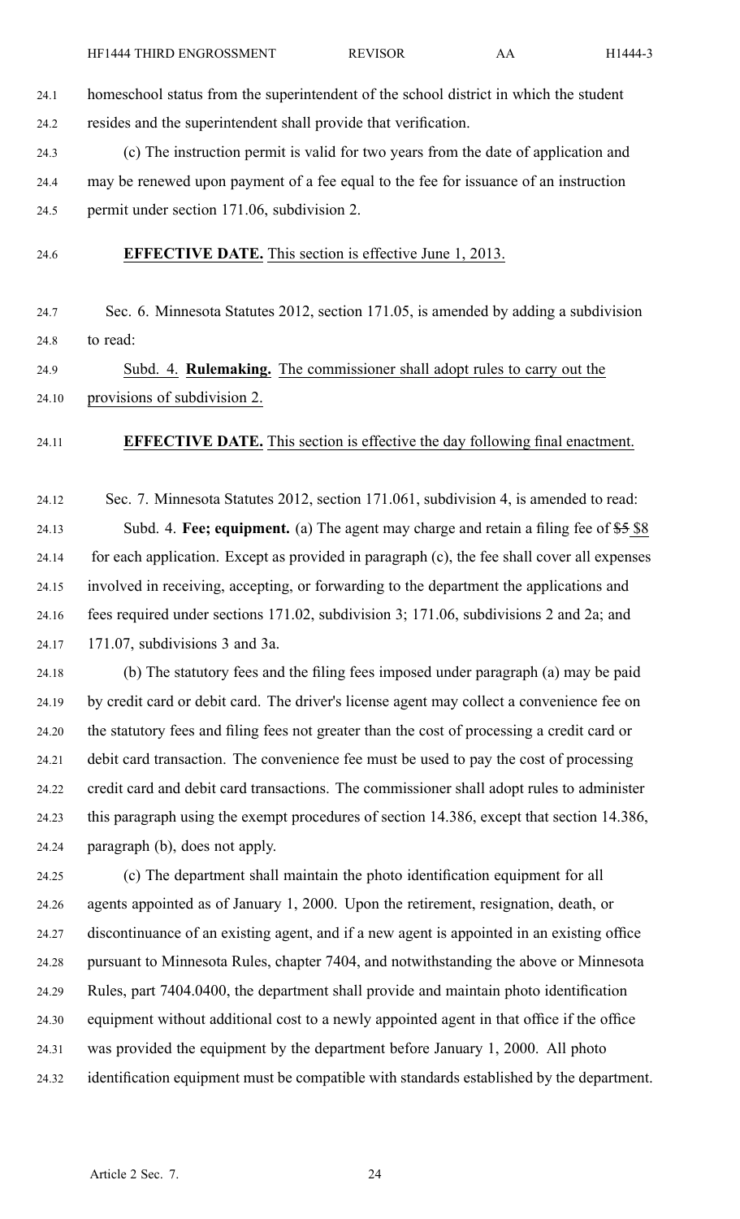homeschool status from the superintendent of the school district in which the student resides and the superintendent shall provide that verification.

(c) The instruction permit is valid for two years from the date of application and may be renewed upon payment of a fee equal to the fee for issuance of an instruction permit under section 171.06, subdivision 2.

**EFFECTIVE DATE.** This section is effective June 1, 2013.

Sec. 6. Minnesota Statutes 2012, section 171.05, is amended by adding a subdivision to read:

Subd. 4. **Rulemaking.** The commissioner shall adopt rules to carry out the provisions of subdivision 2.

**EFFECTIVE DATE.** This section is effective the day following final enactment.

Sec. 7. Minnesota Statutes 2012, section 171.061, subdivision 4, is amended to read:

Subd. 4. **Fee; equipment.** (a) The agent may charge and retain a filing fee of ~~$5~~ $8 for each application. Except as provided in paragraph (c), the fee shall cover all expenses involved in receiving, accepting, or forwarding to the department the applications and fees required under sections 171.02, subdivision 3; 171.06, subdivisions 2 and 2a; and 171.07, subdivisions 3 and 3a.

(b) The statutory fees and the filing fees imposed under paragraph (a) may be paid by credit card or debit card. The driver's license agent may collect a convenience fee on the statutory fees and filing fees not greater than the cost of processing a credit card or debit card transaction. The convenience fee must be used to pay the cost of processing credit card and debit card transactions. The commissioner shall adopt rules to administer this paragraph using the exempt procedures of section 14.386, except that section 14.386, paragraph (b), does not apply.

(c) The department shall maintain the photo identification equipment for all agents appointed as of January 1, 2000. Upon the retirement, resignation, death, or discontinuance of an existing agent, and if a new agent is appointed in an existing office pursuant to Minnesota Rules, chapter 7404, and notwithstanding the above or Minnesota Rules, part 7404.0400, the department shall provide and maintain photo identification equipment without additional cost to a newly appointed agent in that office if the office was provided the equipment by the department before January 1, 2000. All photo identification equipment must be compatible with standards established by the department.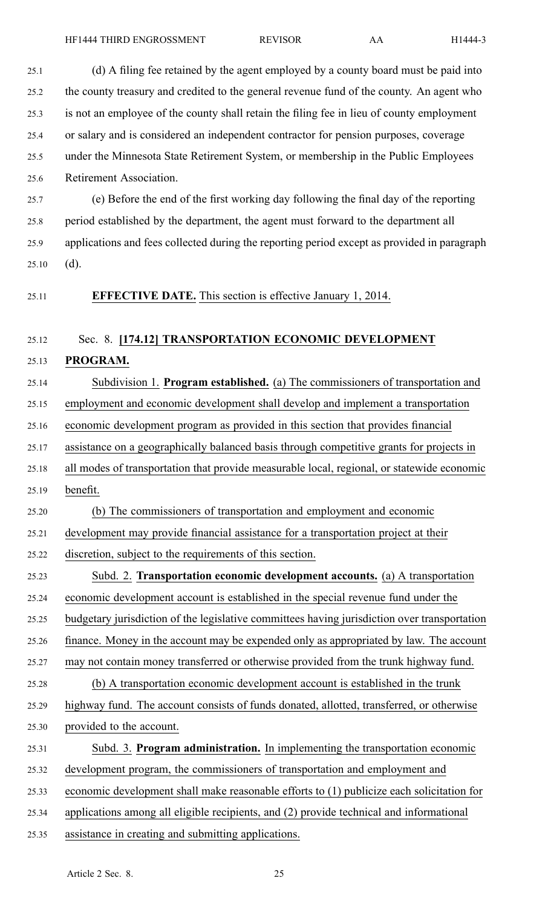(d) A filing fee retained by the agent employed by a county board must be paid into the county treasury and credited to the general revenue fund of the county. An agent who is not an employee of the county shall retain the filing fee in lieu of county employment or salary and is considered an independent contractor for pension purposes, coverage under the Minnesota State Retirement System, or membership in the Public Employees Retirement Association.

(e) Before the end of the first working day following the final day of the reporting period established by the department, the agent must forward to the department all applications and fees collected during the reporting period except as provided in paragraph (d).

**EFFECTIVE DATE.** This section is effective January 1, 2014.

Sec. 8. **[174.12] TRANSPORTATION ECONOMIC DEVELOPMENT PROGRAM.**

Subdivision 1. **Program established.** (a) The commissioners of transportation and employment and economic development shall develop and implement a transportation economic development program as provided in this section that provides financial assistance on a geographically balanced basis through competitive grants for projects in all modes of transportation that provide measurable local, regional, or statewide economic benefit.

(b) The commissioners of transportation and employment and economic development may provide financial assistance for a transportation project at their discretion, subject to the requirements of this section.

Subd. 2. **Transportation economic development accounts.** (a) A transportation economic development account is established in the special revenue fund under the budgetary jurisdiction of the legislative committees having jurisdiction over transportation finance. Money in the account may be expended only as appropriated by law. The account may not contain money transferred or otherwise provided from the trunk highway fund.

(b) A transportation economic development account is established in the trunk highway fund. The account consists of funds donated, allotted, transferred, or otherwise provided to the account.

Subd. 3. **Program administration.** In implementing the transportation economic development program, the commissioners of transportation and employment and economic development shall make reasonable efforts to (1) publicize each solicitation for applications among all eligible recipients, and (2) provide technical and informational assistance in creating and submitting applications.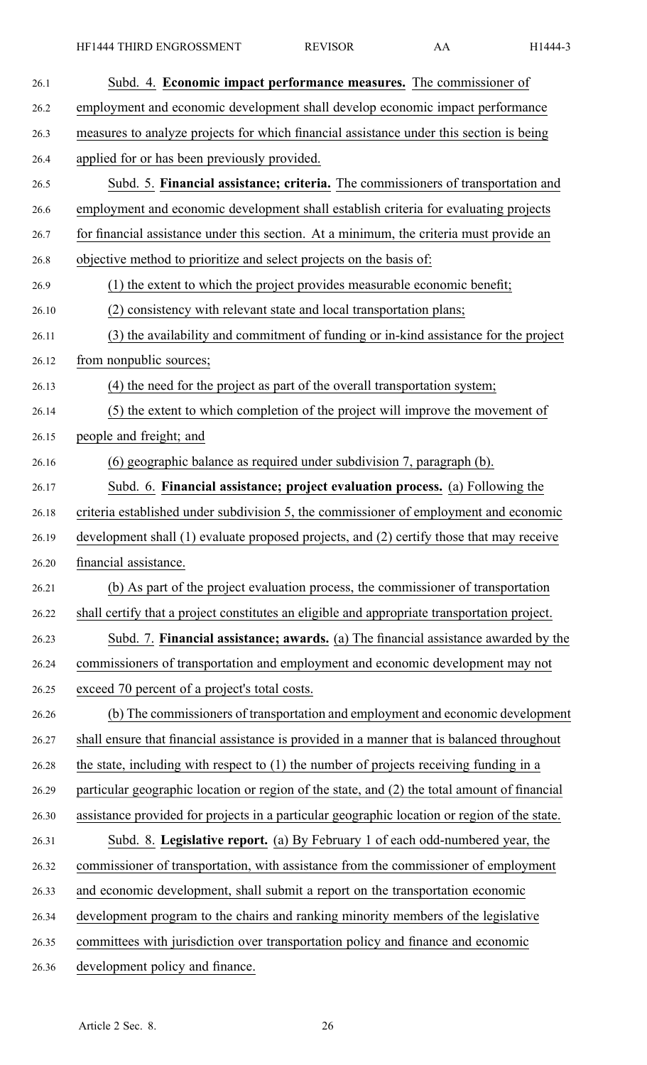Subd. 4. **Economic impact performance measures.** The commissioner of employment and economic development shall develop economic impact performance measures to analyze projects for which financial assistance under this section is being applied for or has been previously provided.

Subd. 5. **Financial assistance; criteria.** The commissioners of transportation and employment and economic development shall establish criteria for evaluating projects for financial assistance under this section. At a minimum, the criteria must provide an objective method to prioritize and select projects on the basis of:

(1) the extent to which the project provides measurable economic benefit;

(2) consistency with relevant state and local transportation plans;

(3) the availability and commitment of funding or in-kind assistance for the project from nonpublic sources;

(4) the need for the project as part of the overall transportation system;

(5) the extent to which completion of the project will improve the movement of people and freight; and

(6) geographic balance as required under subdivision 7, paragraph (b).

Subd. 6. **Financial assistance; project evaluation process.** (a) Following the criteria established under subdivision 5, the commissioner of employment and economic development shall (1) evaluate proposed projects, and (2) certify those that may receive financial assistance.

(b) As part of the project evaluation process, the commissioner of transportation shall certify that a project constitutes an eligible and appropriate transportation project.

Subd. 7. **Financial assistance; awards.** (a) The financial assistance awarded by the commissioners of transportation and employment and economic development may not exceed 70 percent of a project's total costs.

(b) The commissioners of transportation and employment and economic development shall ensure that financial assistance is provided in a manner that is balanced throughout the state, including with respect to (1) the number of projects receiving funding in a particular geographic location or region of the state, and (2) the total amount of financial assistance provided for projects in a particular geographic location or region of the state.

Subd. 8. **Legislative report.** (a) By February 1 of each odd-numbered year, the commissioner of transportation, with assistance from the commissioner of employment and economic development, shall submit a report on the transportation economic development program to the chairs and ranking minority members of the legislative committees with jurisdiction over transportation policy and finance and economic development policy and finance.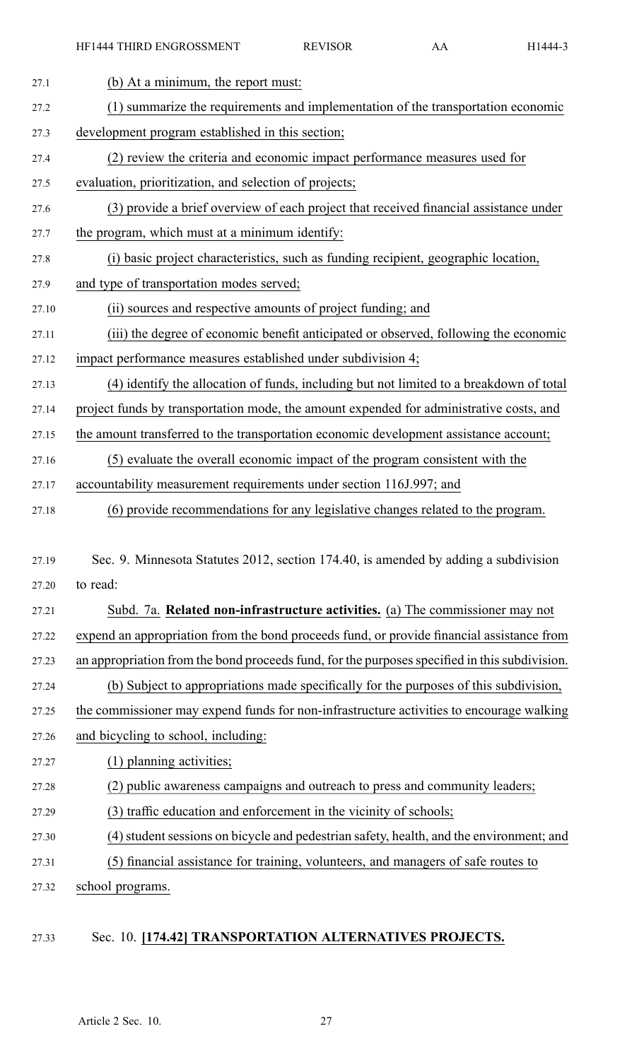(b) At a minimum, the report must:

(1) summarize the requirements and implementation of the transportation economic development program established in this section;

(2) review the criteria and economic impact performance measures used for evaluation, prioritization, and selection of projects;

(3) provide a brief overview of each project that received financial assistance under the program, which must at a minimum identify:

(i) basic project characteristics, such as funding recipient, geographic location, and type of transportation modes served;

(ii) sources and respective amounts of project funding; and

(iii) the degree of economic benefit anticipated or observed, following the economic impact performance measures established under subdivision 4;

(4) identify the allocation of funds, including but not limited to a breakdown of total project funds by transportation mode, the amount expended for administrative costs, and the amount transferred to the transportation economic development assistance account;

(5) evaluate the overall economic impact of the program consistent with the accountability measurement requirements under section 116J.997; and

(6) provide recommendations for any legislative changes related to the program.

Sec. 9. Minnesota Statutes 2012, section 174.40, is amended by adding a subdivision to read:

Subd. 7a. **Related non-infrastructure activities.** (a) The commissioner may not expend an appropriation from the bond proceeds fund, or provide financial assistance from an appropriation from the bond proceeds fund, for the purposes specified in this subdivision.

(b) Subject to appropriations made specifically for the purposes of this subdivision, the commissioner may expend funds for non-infrastructure activities to encourage walking and bicycling to school, including:

(1) planning activities;

(2) public awareness campaigns and outreach to press and community leaders;

(3) traffic education and enforcement in the vicinity of schools;

(4) student sessions on bicycle and pedestrian safety, health, and the environment; and

(5) financial assistance for training, volunteers, and managers of safe routes to school programs.

Sec. 10. **[174.42] TRANSPORTATION ALTERNATIVES PROJECTS.**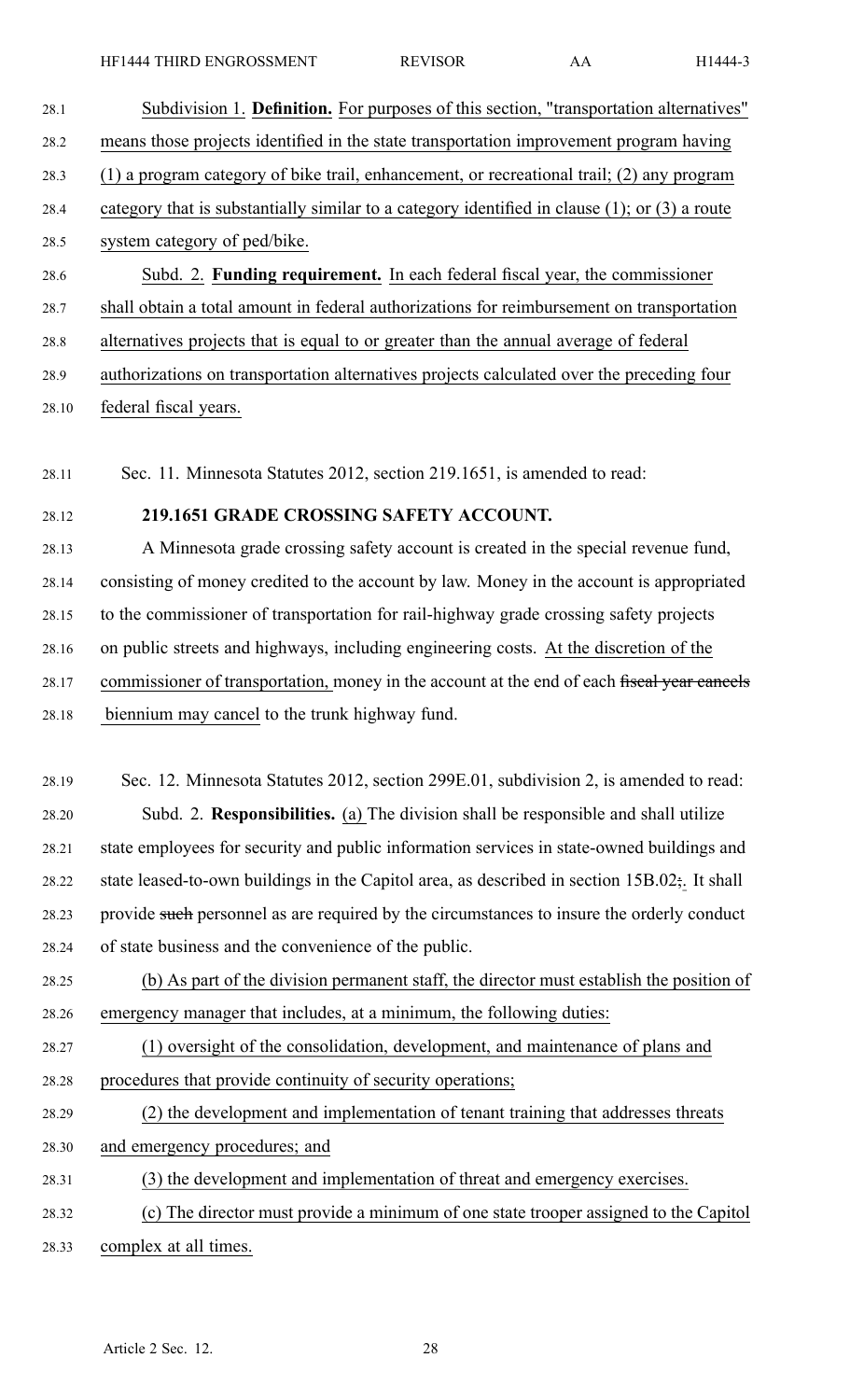Subdivision 1. **Definition.** For purposes of this section, "transportation alternatives" means those projects identified in the state transportation improvement program having (1) a program category of bike trail, enhancement, or recreational trail; (2) any program category that is substantially similar to a category identified in clause (1); or (3) a route system category of ped/bike.

Subd. 2. **Funding requirement.** In each federal fiscal year, the commissioner shall obtain a total amount in federal authorizations for reimbursement on transportation alternatives projects that is equal to or greater than the annual average of federal authorizations on transportation alternatives projects calculated over the preceding four federal fiscal years.

Sec. 11. Minnesota Statutes 2012, section 219.1651, is amended to read:

**219.1651 GRADE CROSSING SAFETY ACCOUNT.**

A Minnesota grade crossing safety account is created in the special revenue fund, consisting of money credited to the account by law. Money in the account is appropriated to the commissioner of transportation for rail-highway grade crossing safety projects on public streets and highways, including engineering costs. At the discretion of the commissioner of transportation, money in the account at the end of each ~~fiscal year cancels~~ biennium may cancel to the trunk highway fund.

Sec. 12. Minnesota Statutes 2012, section 299E.01, subdivision 2, is amended to read:

Subd. 2. **Responsibilities.** (a) The division shall be responsible and shall utilize state employees for security and public information services in state-owned buildings and state leased-to-own buildings in the Capitol area, as described in section 15B.02~~;~~. It shall provide ~~such~~ personnel as are required by the circumstances to insure the orderly conduct of state business and the convenience of the public.

(b) As part of the division permanent staff, the director must establish the position of emergency manager that includes, at a minimum, the following duties:

(1) oversight of the consolidation, development, and maintenance of plans and procedures that provide continuity of security operations;

(2) the development and implementation of tenant training that addresses threats and emergency procedures; and

(3) the development and implementation of threat and emergency exercises.

(c) The director must provide a minimum of one state trooper assigned to the Capitol complex at all times.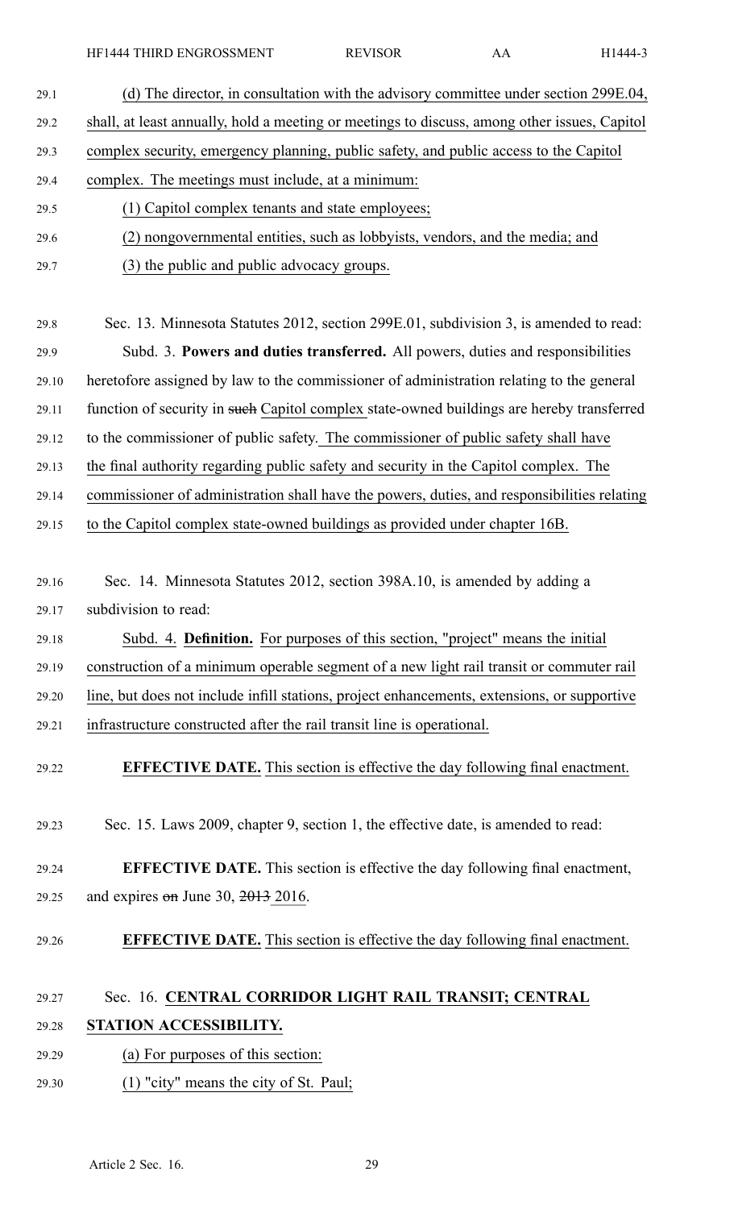(d) The director, in consultation with the advisory committee under section 299E.04, shall, at least annually, hold a meeting or meetings to discuss, among other issues, Capitol complex security, emergency planning, public safety, and public access to the Capitol complex. The meetings must include, at a minimum:

(1) Capitol complex tenants and state employees;

(2) nongovernmental entities, such as lobbyists, vendors, and the media; and

(3) the public and public advocacy groups.

Sec. 13. Minnesota Statutes 2012, section 299E.01, subdivision 3, is amended to read:

Subd. 3. **Powers and duties transferred.** All powers, duties and responsibilities heretofore assigned by law to the commissioner of administration relating to the general function of security in ~~such~~ Capitol complex state-owned buildings are hereby transferred to the commissioner of public safety. The commissioner of public safety shall have the final authority regarding public safety and security in the Capitol complex. The commissioner of administration shall have the powers, duties, and responsibilities relating to the Capitol complex state-owned buildings as provided under chapter 16B.

Sec. 14. Minnesota Statutes 2012, section 398A.10, is amended by adding a subdivision to read:

Subd. 4. **Definition.** For purposes of this section, "project" means the initial construction of a minimum operable segment of a new light rail transit or commuter rail line, but does not include infill stations, project enhancements, extensions, or supportive infrastructure constructed after the rail transit line is operational.

**EFFECTIVE DATE.** This section is effective the day following final enactment.

Sec. 15. Laws 2009, chapter 9, section 1, the effective date, is amended to read:

**EFFECTIVE DATE.** This section is effective the day following final enactment, and expires ~~on~~ June 30, ~~2013~~ 2016.

**EFFECTIVE DATE.** This section is effective the day following final enactment.

Sec. 16. **CENTRAL CORRIDOR LIGHT RAIL TRANSIT; CENTRAL STATION ACCESSIBILITY.**

(a) For purposes of this section:

(1) "city" means the city of St. Paul;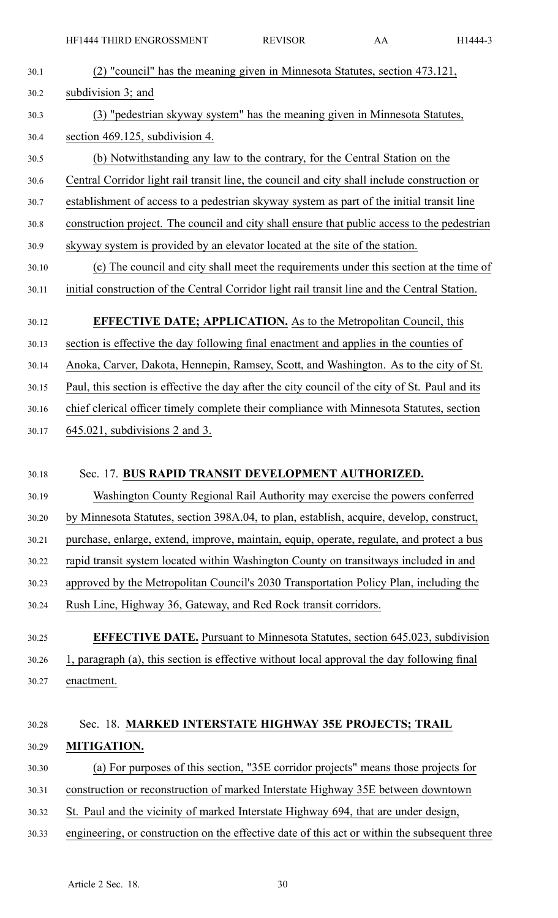(2) "council" has the meaning given in Minnesota Statutes, section 473.121, subdivision 3; and

(3) "pedestrian skyway system" has the meaning given in Minnesota Statutes, section 469.125, subdivision 4.

(b) Notwithstanding any law to the contrary, for the Central Station on the Central Corridor light rail transit line, the council and city shall include construction or establishment of access to a pedestrian skyway system as part of the initial transit line construction project. The council and city shall ensure that public access to the pedestrian skyway system is provided by an elevator located at the site of the station.

(c) The council and city shall meet the requirements under this section at the time of initial construction of the Central Corridor light rail transit line and the Central Station.

**EFFECTIVE DATE; APPLICATION.** As to the Metropolitan Council, this section is effective the day following final enactment and applies in the counties of Anoka, Carver, Dakota, Hennepin, Ramsey, Scott, and Washington. As to the city of St. Paul, this section is effective the day after the city council of the city of St. Paul and its chief clerical officer timely complete their compliance with Minnesota Statutes, section 645.021, subdivisions 2 and 3.

Sec. 17. **BUS RAPID TRANSIT DEVELOPMENT AUTHORIZED.**

Washington County Regional Rail Authority may exercise the powers conferred by Minnesota Statutes, section 398A.04, to plan, establish, acquire, develop, construct, purchase, enlarge, extend, improve, maintain, equip, operate, regulate, and protect a bus rapid transit system located within Washington County on transitways included in and approved by the Metropolitan Council's 2030 Transportation Policy Plan, including the Rush Line, Highway 36, Gateway, and Red Rock transit corridors.

**EFFECTIVE DATE.** Pursuant to Minnesota Statutes, section 645.023, subdivision 1, paragraph (a), this section is effective without local approval the day following final enactment.

Sec. 18. **MARKED INTERSTATE HIGHWAY 35E PROJECTS; TRAIL MITIGATION.**

(a) For purposes of this section, "35E corridor projects" means those projects for construction or reconstruction of marked Interstate Highway 35E between downtown St. Paul and the vicinity of marked Interstate Highway 694, that are under design, engineering, or construction on the effective date of this act or within the subsequent three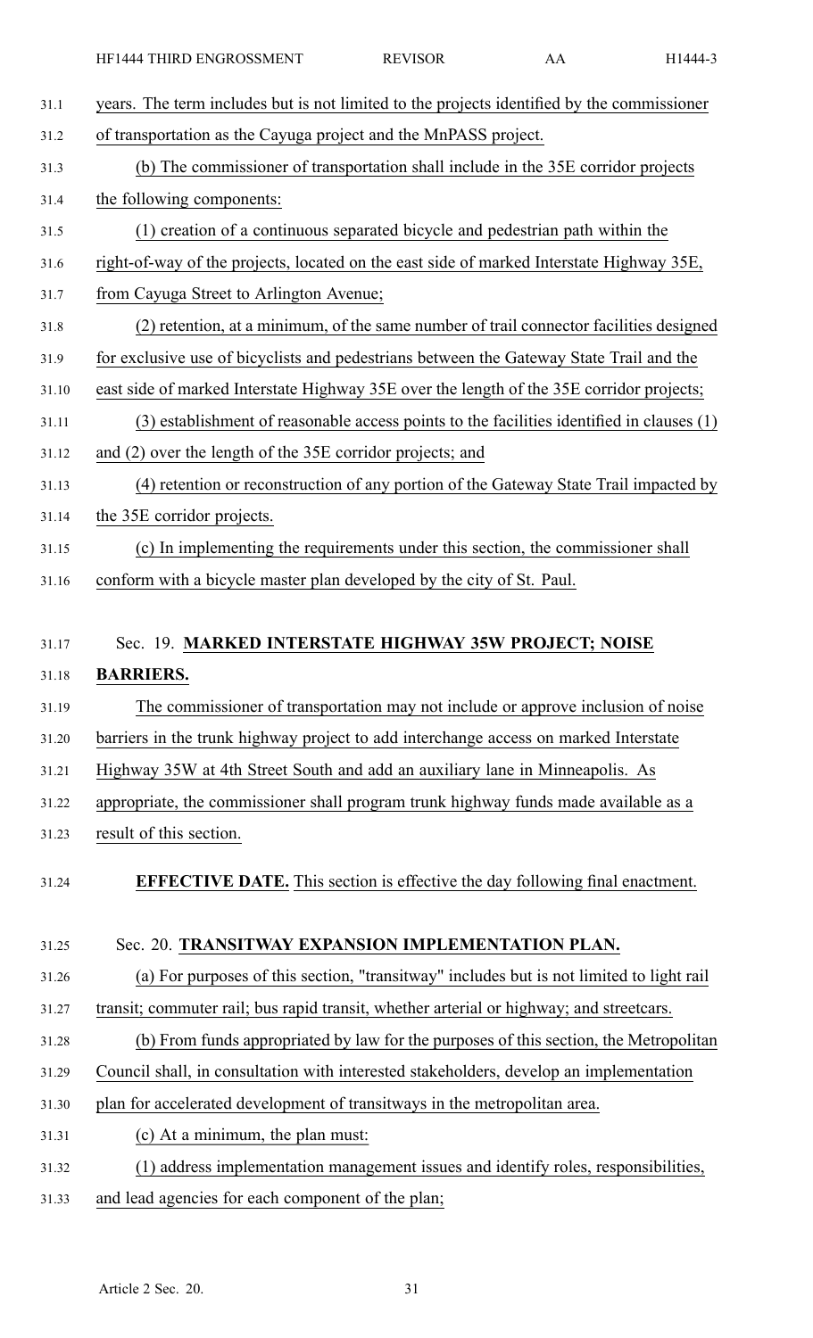years. The term includes but is not limited to the projects identified by the commissioner of transportation as the Cayuga project and the MnPASS project.

(b) The commissioner of transportation shall include in the 35E corridor projects the following components:

(1) creation of a continuous separated bicycle and pedestrian path within the right-of-way of the projects, located on the east side of marked Interstate Highway 35E, from Cayuga Street to Arlington Avenue;

(2) retention, at a minimum, of the same number of trail connector facilities designed for exclusive use of bicyclists and pedestrians between the Gateway State Trail and the east side of marked Interstate Highway 35E over the length of the 35E corridor projects;

(3) establishment of reasonable access points to the facilities identified in clauses (1) and (2) over the length of the 35E corridor projects; and

(4) retention or reconstruction of any portion of the Gateway State Trail impacted by the 35E corridor projects.

(c) In implementing the requirements under this section, the commissioner shall conform with a bicycle master plan developed by the city of St. Paul.

Sec. 19. **MARKED INTERSTATE HIGHWAY 35W PROJECT; NOISE BARRIERS.**

The commissioner of transportation may not include or approve inclusion of noise barriers in the trunk highway project to add interchange access on marked Interstate Highway 35W at 4th Street South and add an auxiliary lane in Minneapolis. As appropriate, the commissioner shall program trunk highway funds made available as a result of this section.

**EFFECTIVE DATE.** This section is effective the day following final enactment.

Sec. 20. **TRANSITWAY EXPANSION IMPLEMENTATION PLAN.**

(a) For purposes of this section, "transitway" includes but is not limited to light rail transit; commuter rail; bus rapid transit, whether arterial or highway; and streetcars.

(b) From funds appropriated by law for the purposes of this section, the Metropolitan Council shall, in consultation with interested stakeholders, develop an implementation plan for accelerated development of transitways in the metropolitan area.

(c) At a minimum, the plan must:

(1) address implementation management issues and identify roles, responsibilities, and lead agencies for each component of the plan;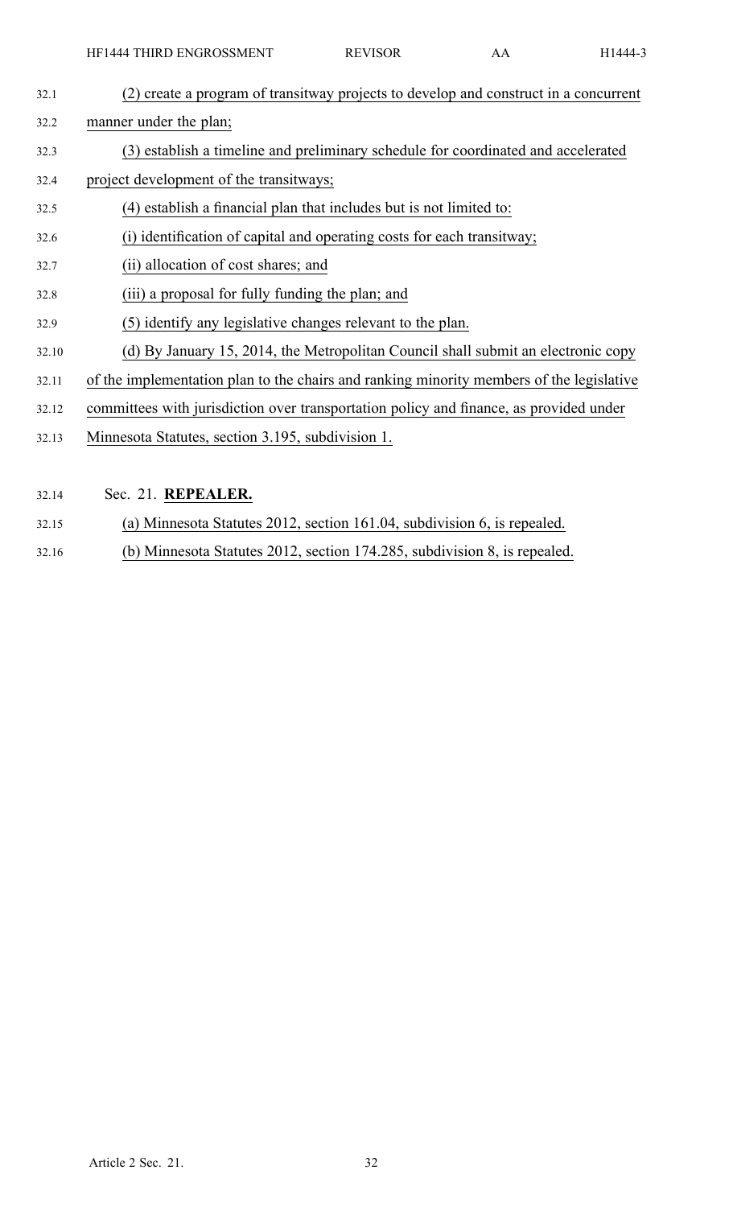(2) create a program of transitway projects to develop and construct in a concurrent manner under the plan;

(3) establish a timeline and preliminary schedule for coordinated and accelerated project development of the transitways;

(4) establish a financial plan that includes but is not limited to:

(i) identification of capital and operating costs for each transitway;

(ii) allocation of cost shares; and

(iii) a proposal for fully funding the plan; and

(5) identify any legislative changes relevant to the plan.

(d) By January 15, 2014, the Metropolitan Council shall submit an electronic copy of the implementation plan to the chairs and ranking minority members of the legislative committees with jurisdiction over transportation policy and finance, as provided under Minnesota Statutes, section 3.195, subdivision 1.

Sec. 21. **REPEALER.**

(a) Minnesota Statutes 2012, section 161.04, subdivision 6, is repealed.

(b) Minnesota Statutes 2012, section 174.285, subdivision 8, is repealed.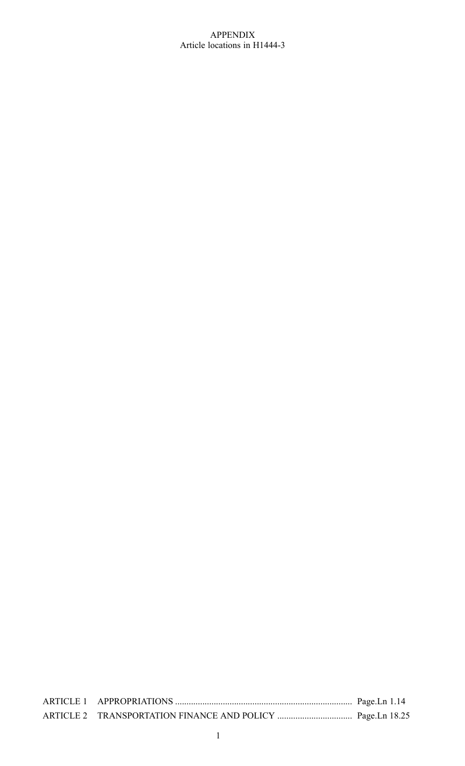# APPENDIX

Article locations in H1444-3

| | | |
|---|---|---|
| ARTICLE 1 | APPROPRIATIONS | Page.Ln 1.14 |
| ARTICLE 2 | TRANSPORTATION FINANCE AND POLICY | Page.Ln 18.25 |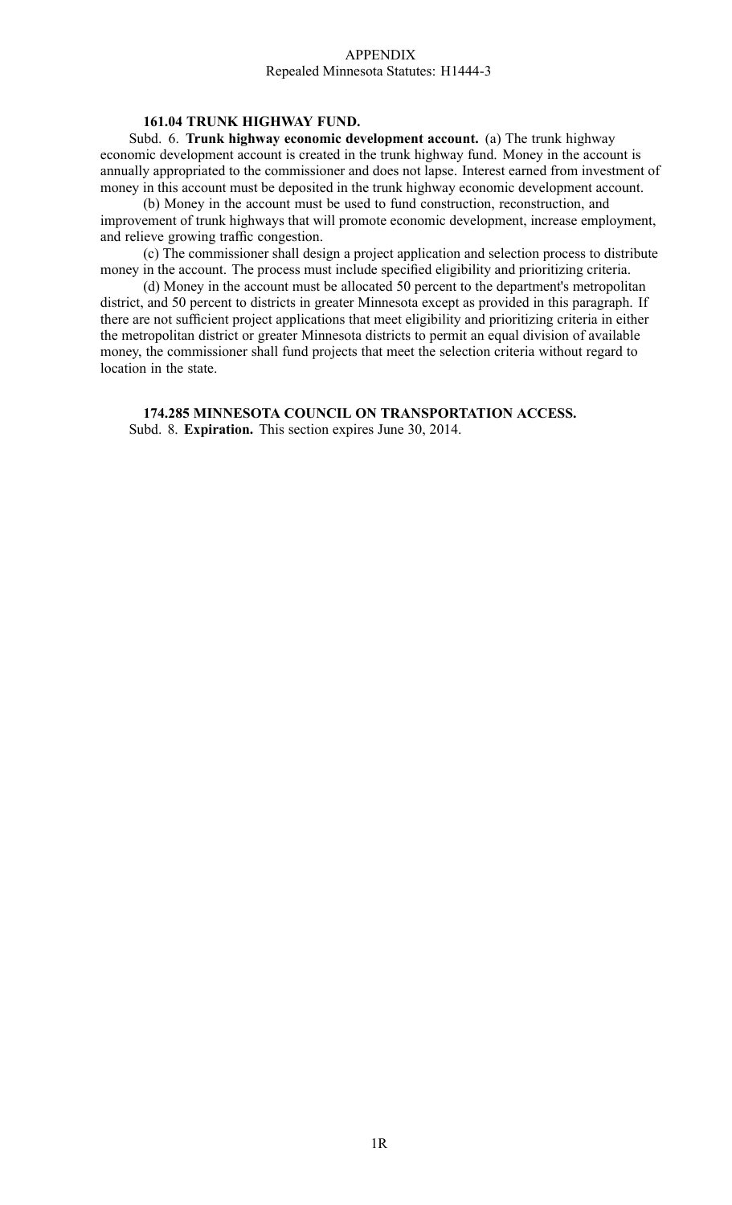APPENDIX
Repealed Minnesota Statutes: H1444-3

**161.04 TRUNK HIGHWAY FUND.**

Subd. 6. **Trunk highway economic development account.** (a) The trunk highway economic development account is created in the trunk highway fund. Money in the account is annually appropriated to the commissioner and does not lapse. Interest earned from investment of money in this account must be deposited in the trunk highway economic development account.

(b) Money in the account must be used to fund construction, reconstruction, and improvement of trunk highways that will promote economic development, increase employment, and relieve growing traffic congestion.

(c) The commissioner shall design a project application and selection process to distribute money in the account. The process must include specified eligibility and prioritizing criteria.

(d) Money in the account must be allocated 50 percent to the department's metropolitan district, and 50 percent to districts in greater Minnesota except as provided in this paragraph. If there are not sufficient project applications that meet eligibility and prioritizing criteria in either the metropolitan district or greater Minnesota districts to permit an equal division of available money, the commissioner shall fund projects that meet the selection criteria without regard to location in the state.

**174.285 MINNESOTA COUNCIL ON TRANSPORTATION ACCESS.**

Subd. 8. **Expiration.** This section expires June 30, 2014.